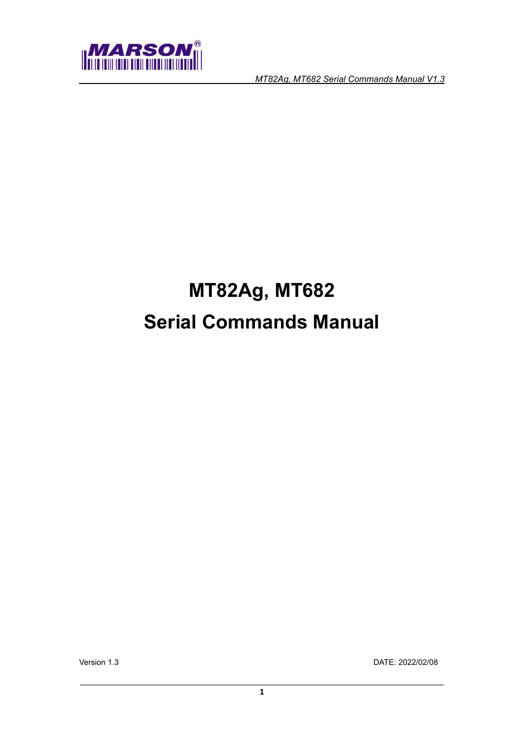# MT82Ag, MT682

# Serial Commands Manual

Version 1.3

DATE: 2022/02/08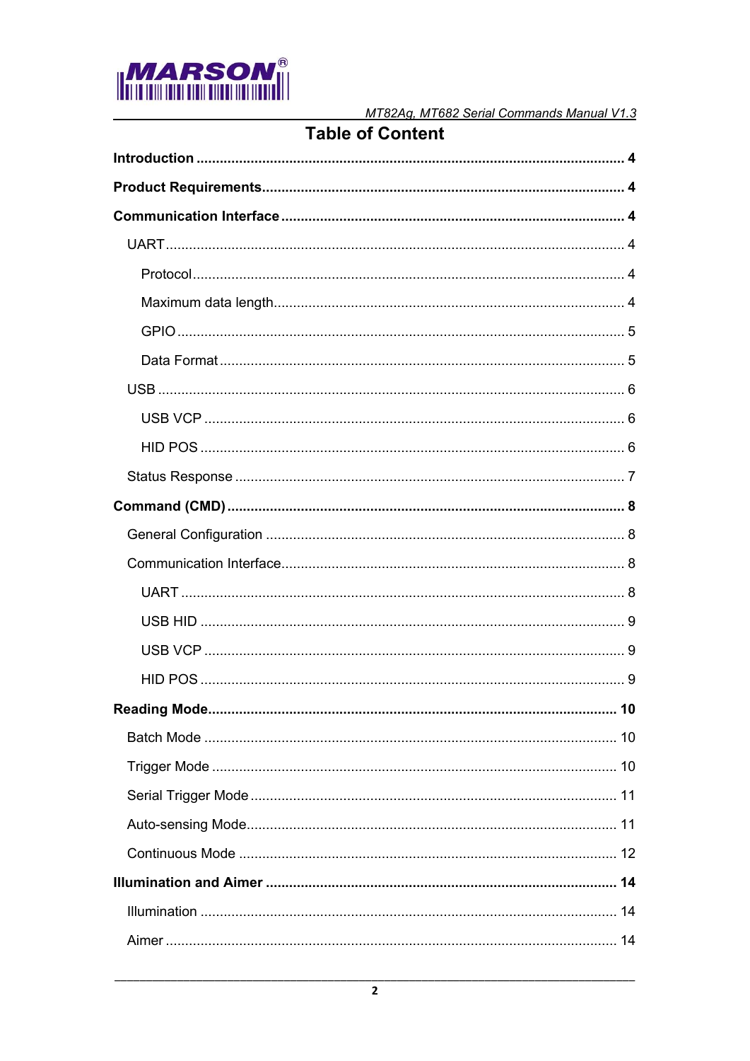# Table of Content

**Introduction** ........ **4**

**Product Requirements** ........ **4**

**Communication Interface** ........ **4**

- UART ........ 4
  - Protocol ........ 4
  - Maximum data length ........ 4
  - GPIO ........ 5
  - Data Format ........ 5
- USB ........ 6
  - USB VCP ........ 6
  - HID POS ........ 6
- Status Response ........ 7

**Command (CMD)** ........ **8**

- General Configuration ........ 8
- Communication Interface ........ 8
  - UART ........ 8
  - USB HID ........ 9
  - USB VCP ........ 9
  - HID POS ........ 9

**Reading Mode** ........ **10**

- Batch Mode ........ 10
- Trigger Mode ........ 10
- Serial Trigger Mode ........ 11
- Auto-sensing Mode ........ 11
- Continuous Mode ........ 12

**Illumination and Aimer** ........ **14**

- Illumination ........ 14
- Aimer ........ 14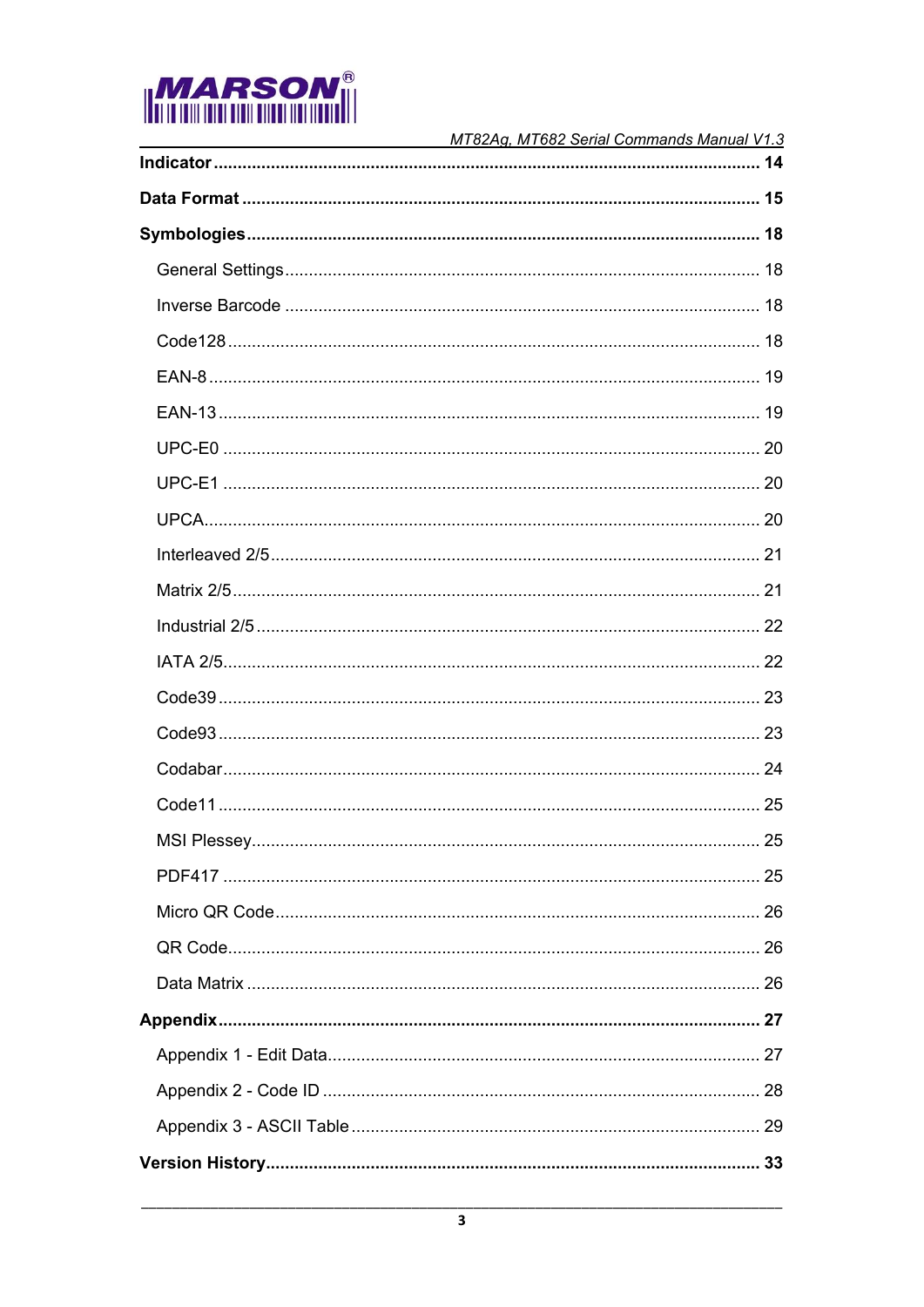**Indicator** ........................................................................................................ **14**

**Data Format** ...................................................................................................... **15**

**Symbologies** ...................................................................................................... **18**

General Settings ..................................................................................................... 18

Inverse Barcode ..................................................................................................... 18

Code128 ................................................................................................................. 18

EAN-8 ..................................................................................................................... 19

EAN-13 ................................................................................................................... 19

UPC-E0 .................................................................................................................. 20

UPC-E1 .................................................................................................................. 20

UPCA ...................................................................................................................... 20

Interleaved 2/5 ....................................................................................................... 21

Matrix 2/5 ............................................................................................................... 21

Industrial 2/5 .......................................................................................................... 22

IATA 2/5 ................................................................................................................. 22

Code39 ................................................................................................................... 23

Code93 ................................................................................................................... 23

Codabar .................................................................................................................. 24

Code11 ................................................................................................................... 25

MSI Plessey ............................................................................................................ 25

PDF417 .................................................................................................................. 25

Micro QR Code ....................................................................................................... 26

QR Code ................................................................................................................. 26

Data Matrix ............................................................................................................. 26

**Appendix** ........................................................................................................... **27**

Appendix 1 - Edit Data ........................................................................................... 27

Appendix 2 - Code ID ............................................................................................. 28

Appendix 3 - ASCII Table ....................................................................................... 29

**Version History** ................................................................................................. **33**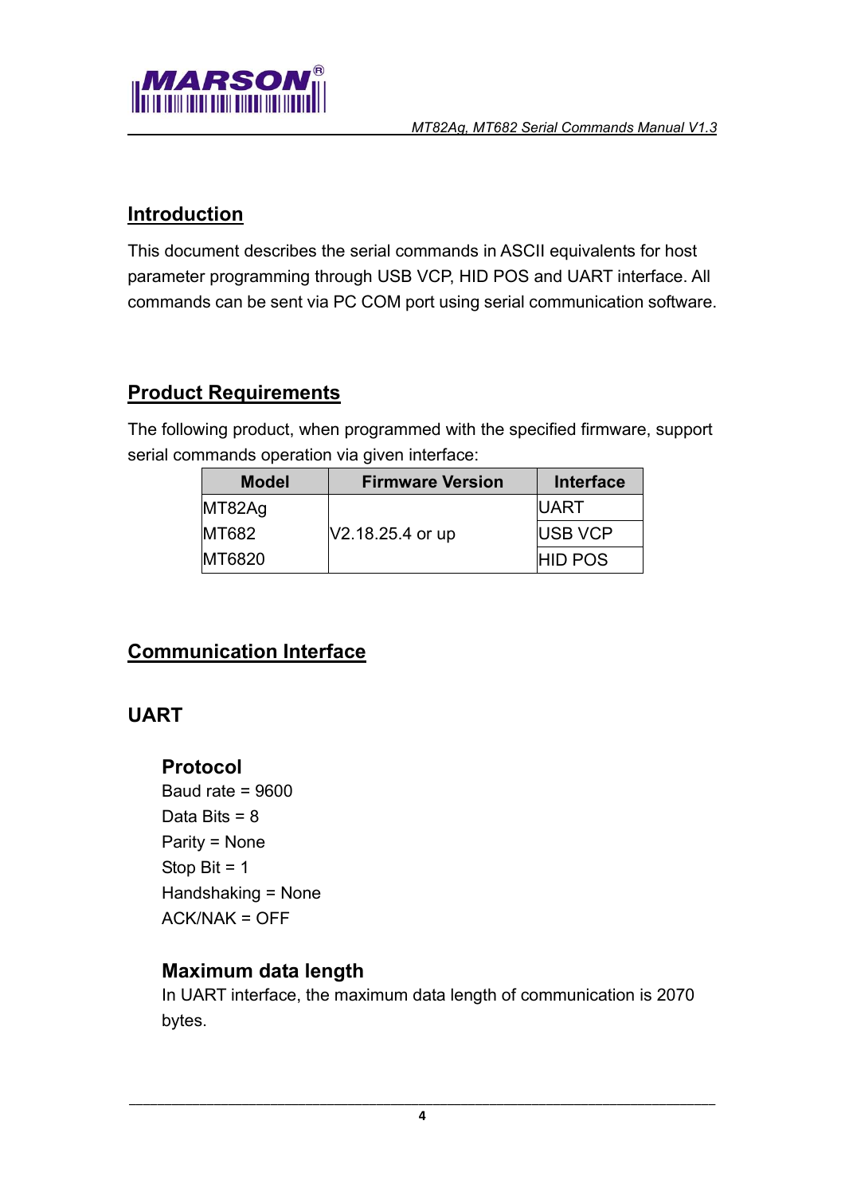## Introduction

This document describes the serial commands in ASCII equivalents for host parameter programming through USB VCP, HID POS and UART interface. All commands can be sent via PC COM port using serial communication software.

## Product Requirements

The following product, when programmed with the specified firmware, support serial commands operation via given interface:

| Model | Firmware Version | Interface |
|---|---|---|
| MT82Ag | V2.18.25.4 or up | UART |
| MT682 | | USB VCP |
| MT6820 | | HID POS |

## Communication Interface

### UART

#### Protocol

Baud rate = 9600
Data Bits = 8
Parity = None
Stop Bit = 1
Handshaking = None
ACK/NAK = OFF

#### Maximum data length

In UART interface, the maximum data length of communication is 2070 bytes.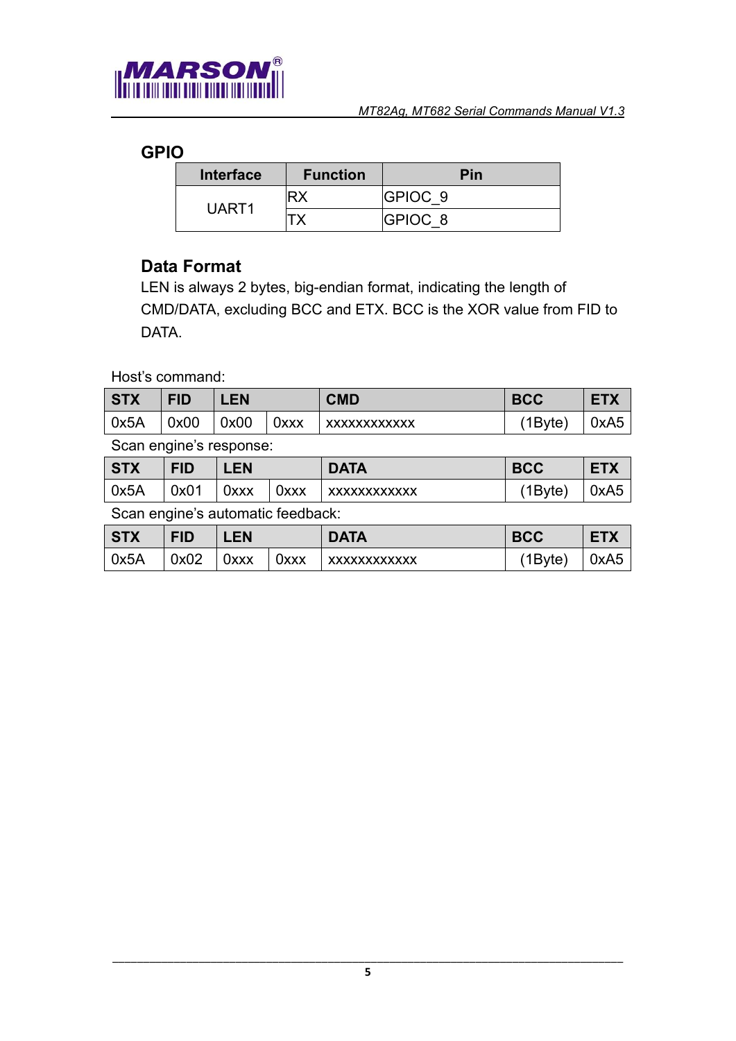## GPIO

| Interface | Function | Pin |
| --- | --- | --- |
| UART1 | RX | GPIOC_9 |
| | TX | GPIOC_8 |

## Data Format

LEN is always 2 bytes, big-endian format, indicating the length of CMD/DATA, excluding BCC and ETX. BCC is the XOR value from FID to DATA.

Host's command:

| STX | FID | LEN | | CMD | BCC | ETX |
| --- | --- | --- | --- | --- | --- | --- |
| 0x5A | 0x00 | 0x00 | 0xxx | xxxxxxxxxxxx | (1Byte) | 0xA5 |

Scan engine's response:

| STX | FID | LEN | | DATA | BCC | ETX |
| --- | --- | --- | --- | --- | --- | --- |
| 0x5A | 0x01 | 0xxx | 0xxx | xxxxxxxxxxxx | (1Byte) | 0xA5 |

Scan engine's automatic feedback:

| STX | FID | LEN | | DATA | BCC | ETX |
| --- | --- | --- | --- | --- | --- | --- |
| 0x5A | 0x02 | 0xxx | 0xxx | xxxxxxxxxxxx | (1Byte) | 0xA5 |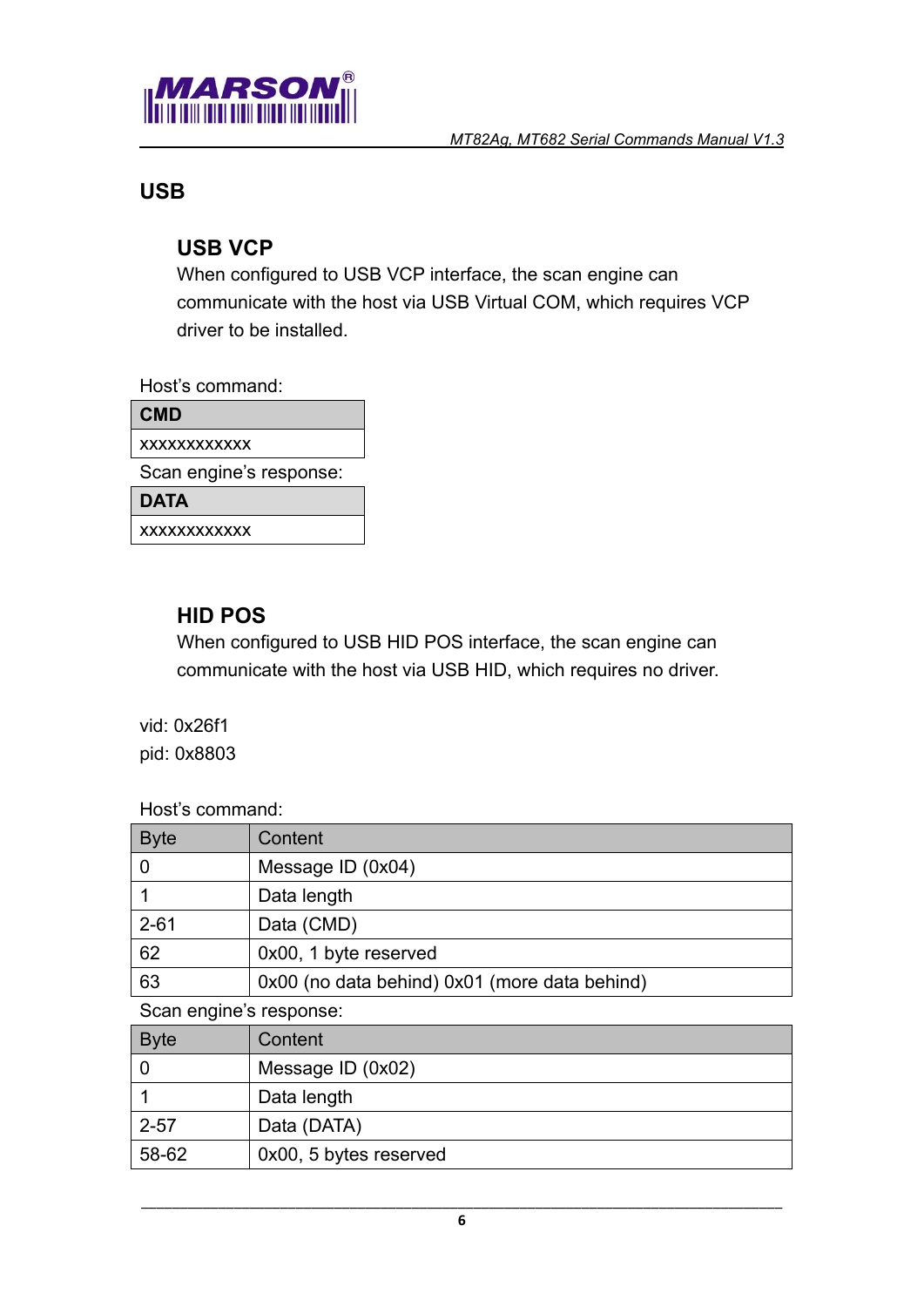# USB

## USB VCP

When configured to USB VCP interface, the scan engine can communicate with the host via USB Virtual COM, which requires VCP driver to be installed.

Host's command:

| CMD |
|---|
| xxxxxxxxxxxx |

Scan engine's response:

| DATA |
|---|
| xxxxxxxxxxxx |

## HID POS

When configured to USB HID POS interface, the scan engine can communicate with the host via USB HID, which requires no driver.

vid: 0x26f1

pid: 0x8803

Host's command:

| Byte | Content |
|---|---|
| 0 | Message ID (0x04) |
| 1 | Data length |
| 2-61 | Data (CMD) |
| 62 | 0x00, 1 byte reserved |
| 63 | 0x00 (no data behind) 0x01 (more data behind) |

Scan engine's response:

| Byte | Content |
|---|---|
| 0 | Message ID (0x02) |
| 1 | Data length |
| 2-57 | Data (DATA) |
| 58-62 | 0x00, 5 bytes reserved |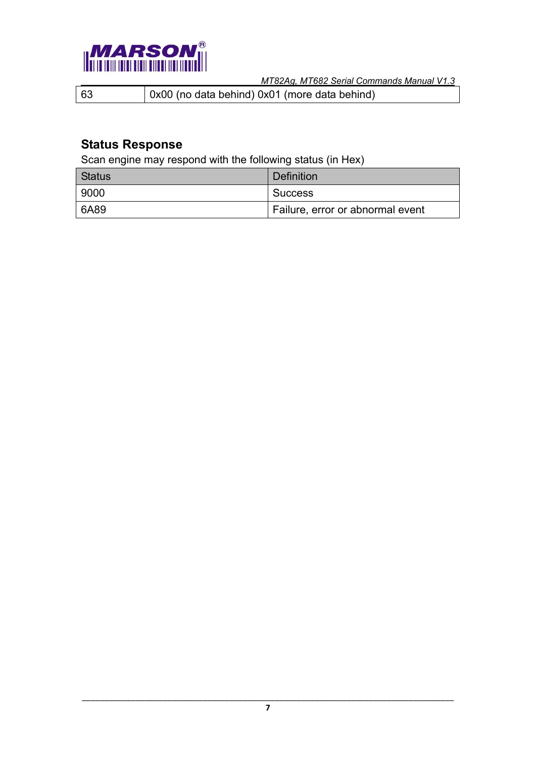| 63 | 0x00 (no data behind) 0x01 (more data behind) |
|---|---|

## Status Response

Scan engine may respond with the following status (in Hex)

| Status | Definition |
|---|---|
| 9000 | Success |
| 6A89 | Failure, error or abnormal event |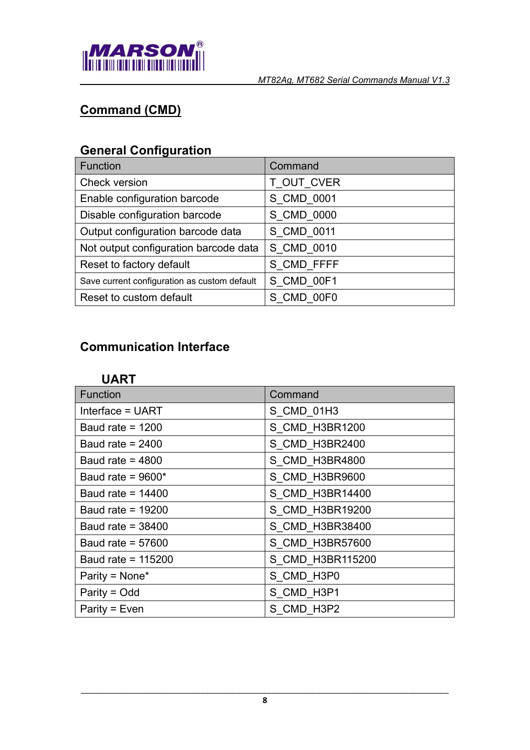# Command (CMD)

## General Configuration

| Function | Command |
|---|---|
| Check version | T_OUT_CVER |
| Enable configuration barcode | S_CMD_0001 |
| Disable configuration barcode | S_CMD_0000 |
| Output configuration barcode data | S_CMD_0011 |
| Not output configuration barcode data | S_CMD_0010 |
| Reset to factory default | S_CMD_FFFF |
| Save current configuration as custom default | S_CMD_00F1 |
| Reset to custom default | S_CMD_00F0 |

## Communication Interface

### UART

| Function | Command |
|---|---|
| Interface = UART | S_CMD_01H3 |
| Baud rate = 1200 | S_CMD_H3BR1200 |
| Baud rate = 2400 | S_CMD_H3BR2400 |
| Baud rate = 4800 | S_CMD_H3BR4800 |
| Baud rate = 9600* | S_CMD_H3BR9600 |
| Baud rate = 14400 | S_CMD_H3BR14400 |
| Baud rate = 19200 | S_CMD_H3BR19200 |
| Baud rate = 38400 | S_CMD_H3BR38400 |
| Baud rate = 57600 | S_CMD_H3BR57600 |
| Baud rate = 115200 | S_CMD_H3BR115200 |
| Parity = None* | S_CMD_H3P0 |
| Parity = Odd | S_CMD_H3P1 |
| Parity = Even | S_CMD_H3P2 |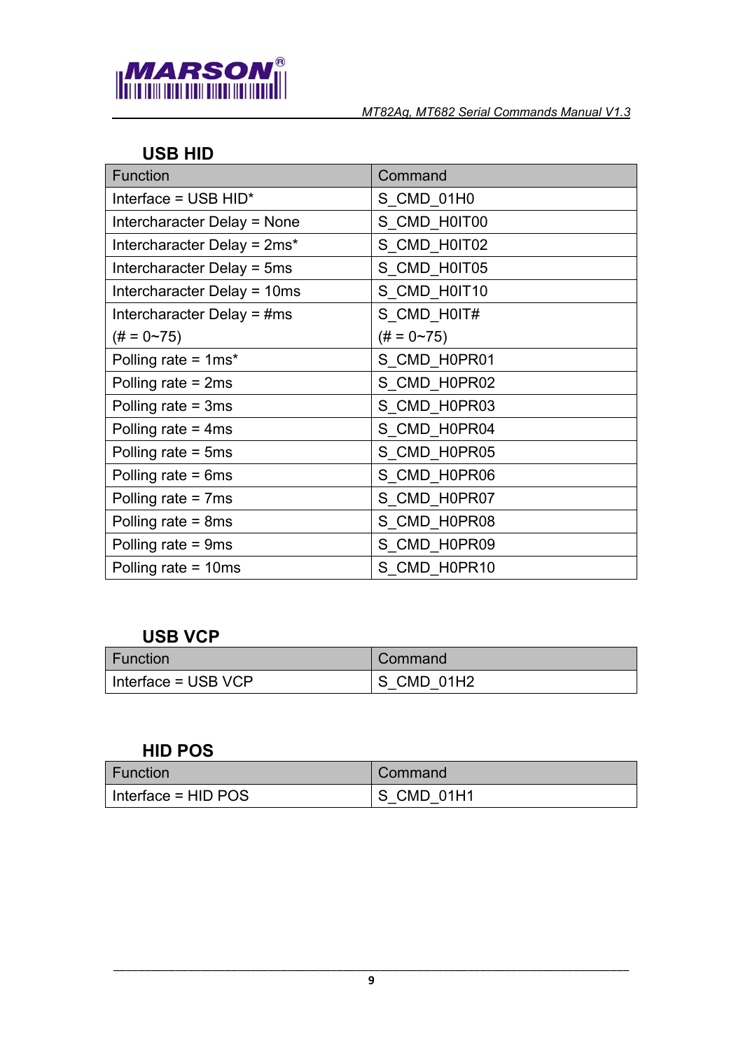## USB HID

| Function | Command |
|---|---|
| Interface = USB HID* | S_CMD_01H0 |
| Intercharacter Delay = None | S_CMD_H0IT00 |
| Intercharacter Delay = 2ms* | S_CMD_H0IT02 |
| Intercharacter Delay = 5ms | S_CMD_H0IT05 |
| Intercharacter Delay = 10ms | S_CMD_H0IT10 |
| Intercharacter Delay = #ms (# = 0~75) | S_CMD_H0IT# (# = 0~75) |
| Polling rate = 1ms* | S_CMD_H0PR01 |
| Polling rate = 2ms | S_CMD_H0PR02 |
| Polling rate = 3ms | S_CMD_H0PR03 |
| Polling rate = 4ms | S_CMD_H0PR04 |
| Polling rate = 5ms | S_CMD_H0PR05 |
| Polling rate = 6ms | S_CMD_H0PR06 |
| Polling rate = 7ms | S_CMD_H0PR07 |
| Polling rate = 8ms | S_CMD_H0PR08 |
| Polling rate = 9ms | S_CMD_H0PR09 |
| Polling rate = 10ms | S_CMD_H0PR10 |

## USB VCP

| Function | Command |
|---|---|
| Interface = USB VCP | S_CMD_01H2 |

## HID POS

| Function | Command |
|---|---|
| Interface = HID POS | S_CMD_01H1 |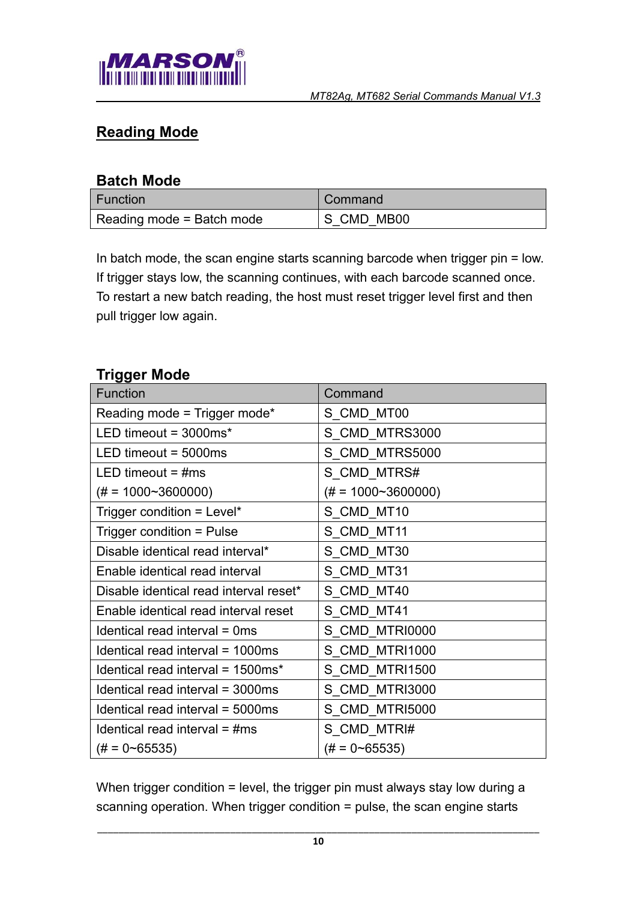## Reading Mode

### Batch Mode

| Function | Command |
|---|---|
| Reading mode = Batch mode | S_CMD_MB00 |

In batch mode, the scan engine starts scanning barcode when trigger pin = low. If trigger stays low, the scanning continues, with each barcode scanned once. To restart a new batch reading, the host must reset trigger level first and then pull trigger low again.

### Trigger Mode

| Function | Command |
|---|---|
| Reading mode = Trigger mode* | S_CMD_MT00 |
| LED timeout = 3000ms* | S_CMD_MTRS3000 |
| LED timeout = 5000ms | S_CMD_MTRS5000 |
| LED timeout = #ms (# = 1000~3600000) | S_CMD_MTRS# (# = 1000~3600000) |
| Trigger condition = Level* | S_CMD_MT10 |
| Trigger condition = Pulse | S_CMD_MT11 |
| Disable identical read interval* | S_CMD_MT30 |
| Enable identical read interval | S_CMD_MT31 |
| Disable identical read interval reset* | S_CMD_MT40 |
| Enable identical read interval reset | S_CMD_MT41 |
| Identical read interval = 0ms | S_CMD_MTRI0000 |
| Identical read interval = 1000ms | S_CMD_MTRI1000 |
| Identical read interval = 1500ms* | S_CMD_MTRI1500 |
| Identical read interval = 3000ms | S_CMD_MTRI3000 |
| Identical read interval = 5000ms | S_CMD_MTRI5000 |
| Identical read interval = #ms (# = 0~65535) | S_CMD_MTRI# (# = 0~65535) |

When trigger condition = level, the trigger pin must always stay low during a scanning operation. When trigger condition = pulse, the scan engine starts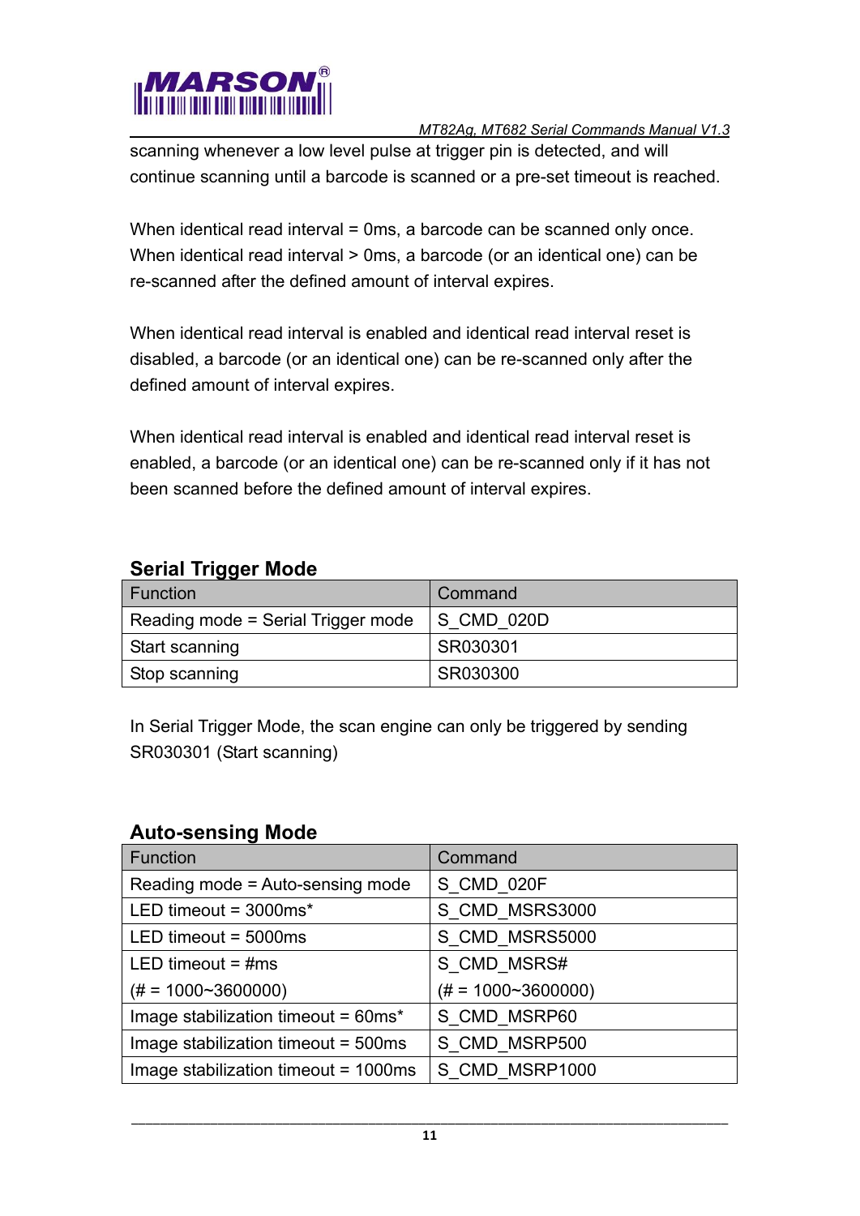scanning whenever a low level pulse at trigger pin is detected, and will continue scanning until a barcode is scanned or a pre-set timeout is reached.

When identical read interval = 0ms, a barcode can be scanned only once. When identical read interval > 0ms, a barcode (or an identical one) can be re-scanned after the defined amount of interval expires.

When identical read interval is enabled and identical read interval reset is disabled, a barcode (or an identical one) can be re-scanned only after the defined amount of interval expires.

When identical read interval is enabled and identical read interval reset is enabled, a barcode (or an identical one) can be re-scanned only if it has not been scanned before the defined amount of interval expires.

## Serial Trigger Mode

| Function | Command |
|---|---|
| Reading mode = Serial Trigger mode | S_CMD_020D |
| Start scanning | SR030301 |
| Stop scanning | SR030300 |

In Serial Trigger Mode, the scan engine can only be triggered by sending SR030301 (Start scanning)

## Auto-sensing Mode

| Function | Command |
|---|---|
| Reading mode = Auto-sensing mode | S_CMD_020F |
| LED timeout = 3000ms* | S_CMD_MSRS3000 |
| LED timeout = 5000ms | S_CMD_MSRS5000 |
| LED timeout = #ms (# = 1000~3600000) | S_CMD_MSRS# (# = 1000~3600000) |
| Image stabilization timeout = 60ms* | S_CMD_MSRP60 |
| Image stabilization timeout = 500ms | S_CMD_MSRP500 |
| Image stabilization timeout = 1000ms | S_CMD_MSRP1000 |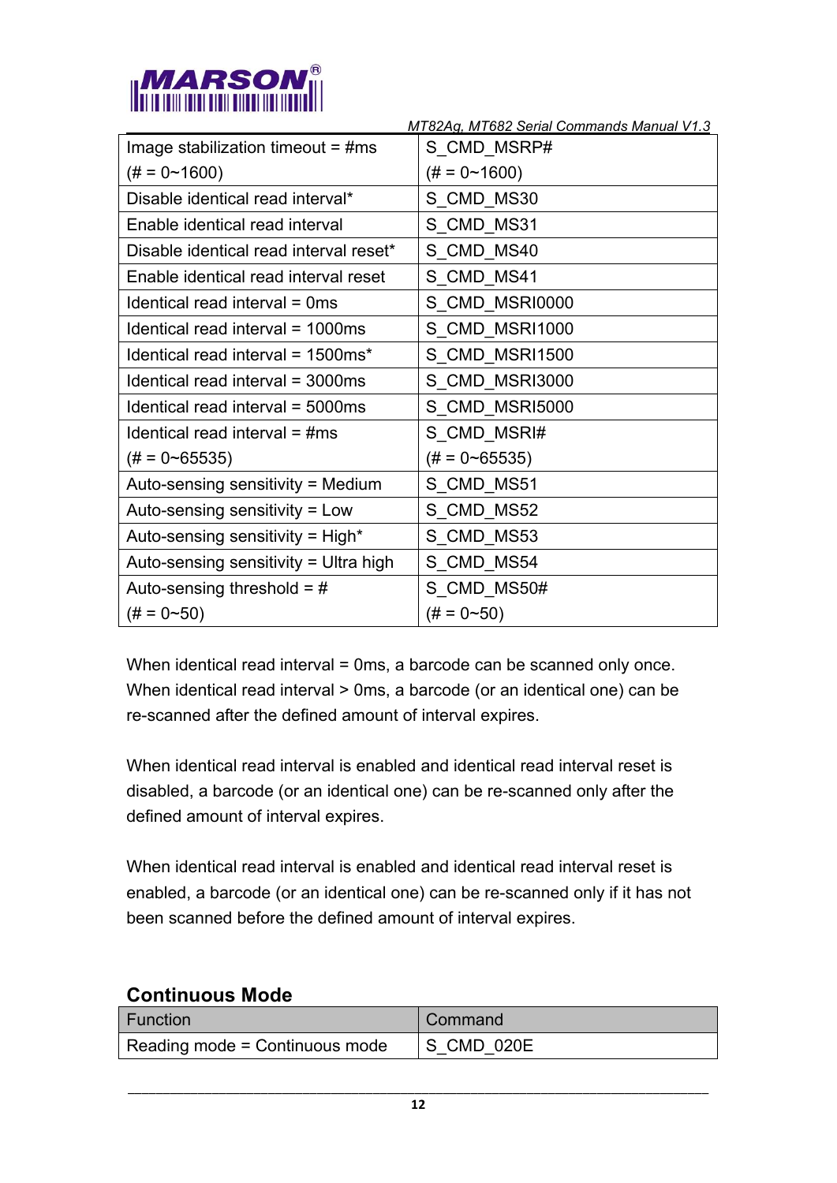| Image stabilization timeout = #ms (# = 0~1600) | S_CMD_MSRP# (# = 0~1600) |
|---|---|
| Disable identical read interval* | S_CMD_MS30 |
| Enable identical read interval | S_CMD_MS31 |
| Disable identical read interval reset* | S_CMD_MS40 |
| Enable identical read interval reset | S_CMD_MS41 |
| Identical read interval = 0ms | S_CMD_MSRI0000 |
| Identical read interval = 1000ms | S_CMD_MSRI1000 |
| Identical read interval = 1500ms* | S_CMD_MSRI1500 |
| Identical read interval = 3000ms | S_CMD_MSRI3000 |
| Identical read interval = 5000ms | S_CMD_MSRI5000 |
| Identical read interval = #ms (# = 0~65535) | S_CMD_MSRI# (# = 0~65535) |
| Auto-sensing sensitivity = Medium | S_CMD_MS51 |
| Auto-sensing sensitivity = Low | S_CMD_MS52 |
| Auto-sensing sensitivity = High* | S_CMD_MS53 |
| Auto-sensing sensitivity = Ultra high | S_CMD_MS54 |
| Auto-sensing threshold = # (# = 0~50) | S_CMD_MS50# (# = 0~50) |

When identical read interval = 0ms, a barcode can be scanned only once. When identical read interval > 0ms, a barcode (or an identical one) can be re-scanned after the defined amount of interval expires.

When identical read interval is enabled and identical read interval reset is disabled, a barcode (or an identical one) can be re-scanned only after the defined amount of interval expires.

When identical read interval is enabled and identical read interval reset is enabled, a barcode (or an identical one) can be re-scanned only if it has not been scanned before the defined amount of interval expires.

## Continuous Mode

| Function | Command |
|---|---|
| Reading mode = Continuous mode | S_CMD_020E |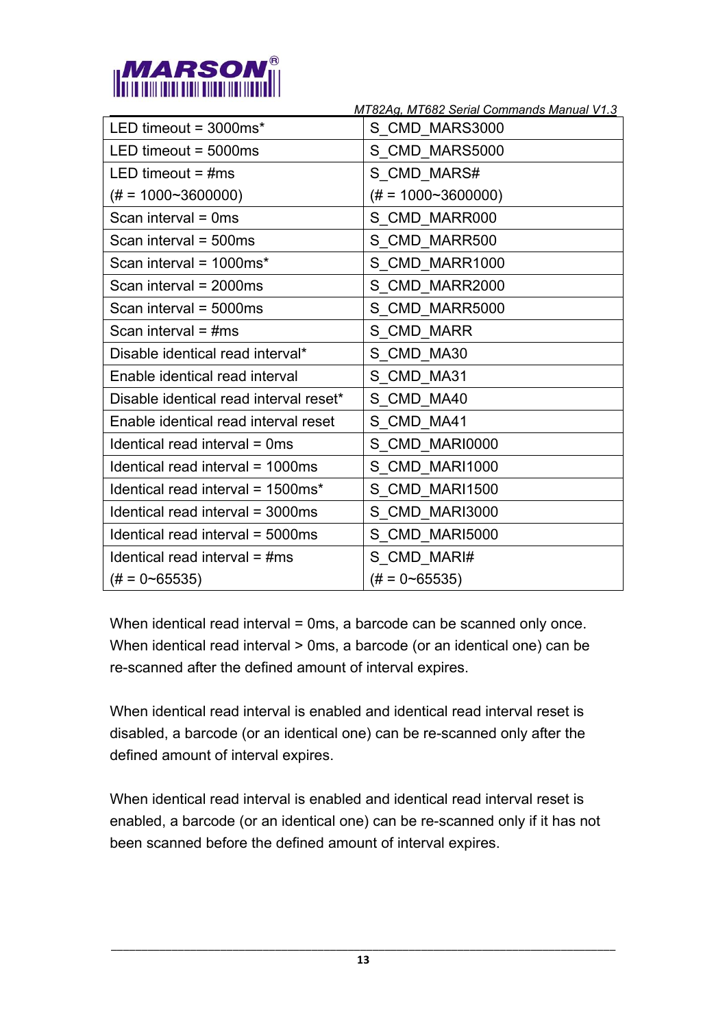| LED timeout = 3000ms* | S_CMD_MARS3000 |
|---|---|
| LED timeout = 5000ms | S_CMD_MARS5000 |
| LED timeout = #ms<br>(# = 1000~3600000) | S_CMD_MARS#<br>(# = 1000~3600000) |
| Scan interval = 0ms | S_CMD_MARR000 |
| Scan interval = 500ms | S_CMD_MARR500 |
| Scan interval = 1000ms* | S_CMD_MARR1000 |
| Scan interval = 2000ms | S_CMD_MARR2000 |
| Scan interval = 5000ms | S_CMD_MARR5000 |
| Scan interval = #ms | S_CMD_MARR |
| Disable identical read interval* | S_CMD_MA30 |
| Enable identical read interval | S_CMD_MA31 |
| Disable identical read interval reset* | S_CMD_MA40 |
| Enable identical read interval reset | S_CMD_MA41 |
| Identical read interval = 0ms | S_CMD_MARI0000 |
| Identical read interval = 1000ms | S_CMD_MARI1000 |
| Identical read interval = 1500ms* | S_CMD_MARI1500 |
| Identical read interval = 3000ms | S_CMD_MARI3000 |
| Identical read interval = 5000ms | S_CMD_MARI5000 |
| Identical read interval = #ms<br>(# = 0~65535) | S_CMD_MARI#<br>(# = 0~65535) |

When identical read interval = 0ms, a barcode can be scanned only once. When identical read interval > 0ms, a barcode (or an identical one) can be re-scanned after the defined amount of interval expires.

When identical read interval is enabled and identical read interval reset is disabled, a barcode (or an identical one) can be re-scanned only after the defined amount of interval expires.

When identical read interval is enabled and identical read interval reset is enabled, a barcode (or an identical one) can be re-scanned only if it has not been scanned before the defined amount of interval expires.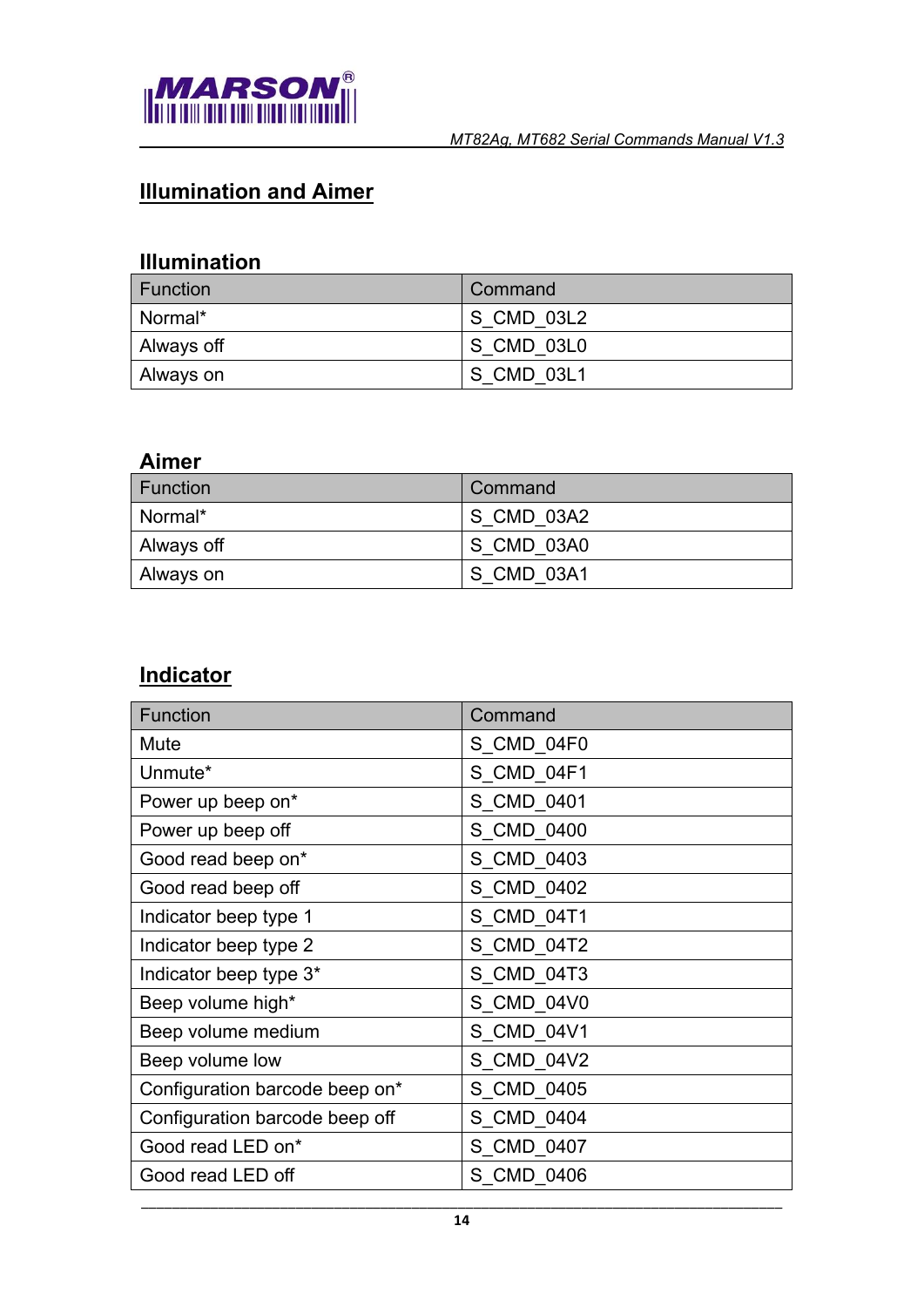## Illumination and Aimer

### Illumination

| Function | Command |
|---|---|
| Normal* | S_CMD_03L2 |
| Always off | S_CMD_03L0 |
| Always on | S_CMD_03L1 |

### Aimer

| Function | Command |
|---|---|
| Normal* | S_CMD_03A2 |
| Always off | S_CMD_03A0 |
| Always on | S_CMD_03A1 |

## Indicator

| Function | Command |
|---|---|
| Mute | S_CMD_04F0 |
| Unmute* | S_CMD_04F1 |
| Power up beep on* | S_CMD_0401 |
| Power up beep off | S_CMD_0400 |
| Good read beep on* | S_CMD_0403 |
| Good read beep off | S_CMD_0402 |
| Indicator beep type 1 | S_CMD_04T1 |
| Indicator beep type 2 | S_CMD_04T2 |
| Indicator beep type 3* | S_CMD_04T3 |
| Beep volume high* | S_CMD_04V0 |
| Beep volume medium | S_CMD_04V1 |
| Beep volume low | S_CMD_04V2 |
| Configuration barcode beep on* | S_CMD_0405 |
| Configuration barcode beep off | S_CMD_0404 |
| Good read LED on* | S_CMD_0407 |
| Good read LED off | S_CMD_0406 |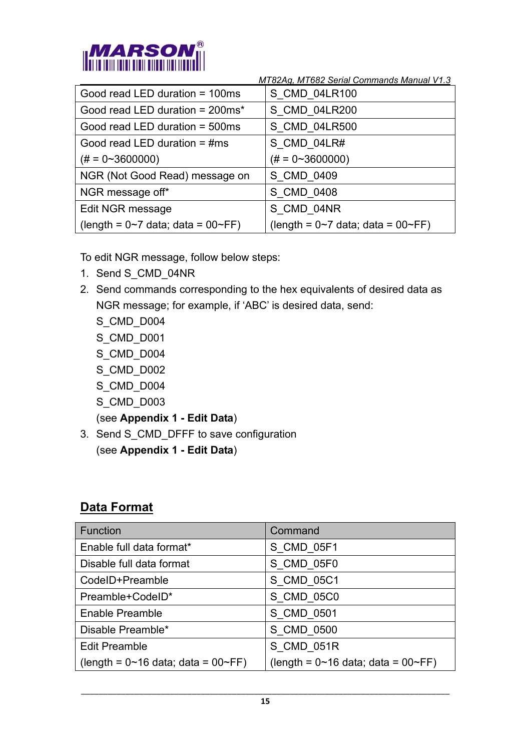| | |
|---|---|
| Good read LED duration = 100ms | S_CMD_04LR100 |
| Good read LED duration = 200ms* | S_CMD_04LR200 |
| Good read LED duration = 500ms | S_CMD_04LR500 |
| Good read LED duration = #ms (# = 0~3600000) | S_CMD_04LR# (# = 0~3600000) |
| NGR (Not Good Read) message on | S_CMD_0409 |
| NGR message off* | S_CMD_0408 |
| Edit NGR message (length = 0~7 data; data = 00~FF) | S_CMD_04NR (length = 0~7 data; data = 00~FF) |

To edit NGR message, follow below steps:

1. Send S_CMD_04NR
2. Send commands corresponding to the hex equivalents of desired data as NGR message; for example, if 'ABC' is desired data, send:
   S_CMD_D004
   S_CMD_D001
   S_CMD_D004
   S_CMD_D002
   S_CMD_D004
   S_CMD_D003
   (see **Appendix 1 - Edit Data**)
3. Send S_CMD_DFFF to save configuration
   (see **Appendix 1 - Edit Data**)

## Data Format

| Function | Command |
|---|---|
| Enable full data format* | S_CMD_05F1 |
| Disable full data format | S_CMD_05F0 |
| CodeID+Preamble | S_CMD_05C1 |
| Preamble+CodeID* | S_CMD_05C0 |
| Enable Preamble | S_CMD_0501 |
| Disable Preamble* | S_CMD_0500 |
| Edit Preamble (length = 0~16 data; data = 00~FF) | S_CMD_051R (length = 0~16 data; data = 00~FF) |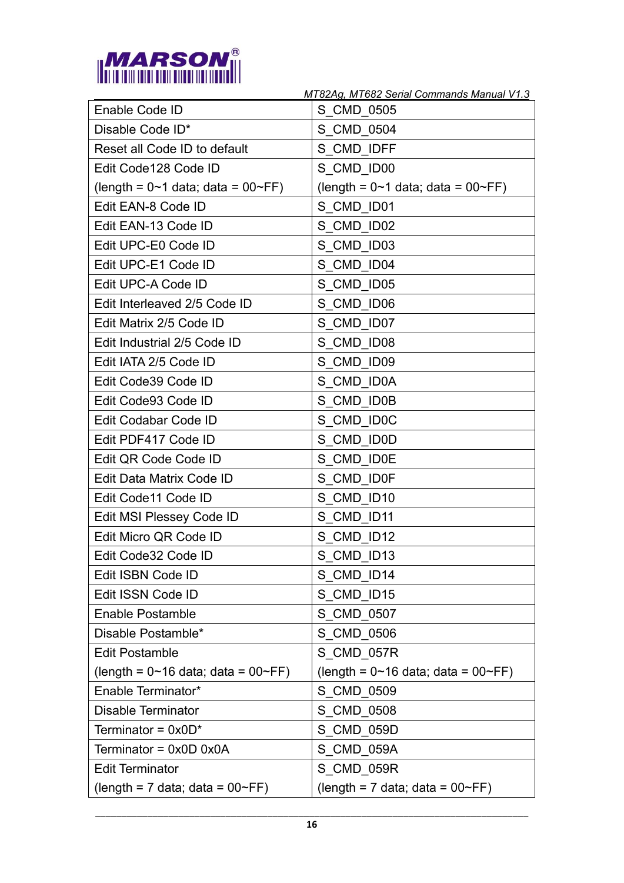| Enable Code ID | S_CMD_0505 |
|---|---|
| Disable Code ID* | S_CMD_0504 |
| Reset all Code ID to default | S_CMD_IDFF |
| Edit Code128 Code ID<br>(length = 0~1 data; data = 00~FF) | S_CMD_ID00<br>(length = 0~1 data; data = 00~FF) |
| Edit EAN-8 Code ID | S_CMD_ID01 |
| Edit EAN-13 Code ID | S_CMD_ID02 |
| Edit UPC-E0 Code ID | S_CMD_ID03 |
| Edit UPC-E1 Code ID | S_CMD_ID04 |
| Edit UPC-A Code ID | S_CMD_ID05 |
| Edit Interleaved 2/5 Code ID | S_CMD_ID06 |
| Edit Matrix 2/5 Code ID | S_CMD_ID07 |
| Edit Industrial 2/5 Code ID | S_CMD_ID08 |
| Edit IATA 2/5 Code ID | S_CMD_ID09 |
| Edit Code39 Code ID | S_CMD_ID0A |
| Edit Code93 Code ID | S_CMD_ID0B |
| Edit Codabar Code ID | S_CMD_ID0C |
| Edit PDF417 Code ID | S_CMD_ID0D |
| Edit QR Code Code ID | S_CMD_ID0E |
| Edit Data Matrix Code ID | S_CMD_ID0F |
| Edit Code11 Code ID | S_CMD_ID10 |
| Edit MSI Plessey Code ID | S_CMD_ID11 |
| Edit Micro QR Code ID | S_CMD_ID12 |
| Edit Code32 Code ID | S_CMD_ID13 |
| Edit ISBN Code ID | S_CMD_ID14 |
| Edit ISSN Code ID | S_CMD_ID15 |
| Enable Postamble | S_CMD_0507 |
| Disable Postamble* | S_CMD_0506 |
| Edit Postamble<br>(length = 0~16 data; data = 00~FF) | S_CMD_057R<br>(length = 0~16 data; data = 00~FF) |
| Enable Terminator* | S_CMD_0509 |
| Disable Terminator | S_CMD_0508 |
| Terminator = 0x0D* | S_CMD_059D |
| Terminator = 0x0D 0x0A | S_CMD_059A |
| Edit Terminator<br>(length = 7 data; data = 00~FF) | S_CMD_059R<br>(length = 7 data; data = 00~FF) |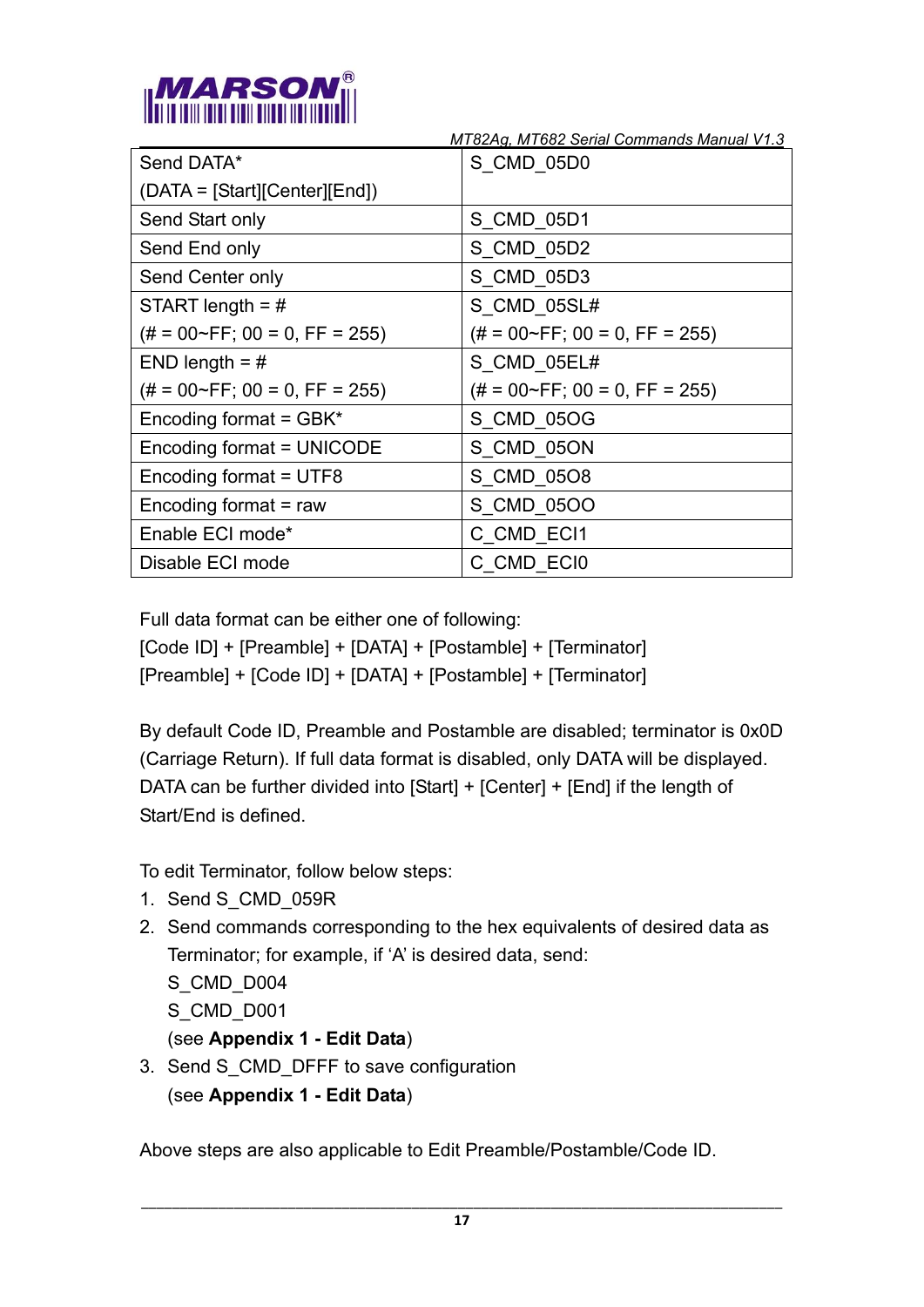| Send DATA*<br>(DATA = [Start][Center][End]) | S_CMD_05D0 |
|---|---|
| Send Start only | S_CMD_05D1 |
| Send End only | S_CMD_05D2 |
| Send Center only | S_CMD_05D3 |
| START length = #<br>(# = 00~FF; 00 = 0, FF = 255) | S_CMD_05SL#<br>(# = 00~FF; 00 = 0, FF = 255) |
| END length = #<br>(# = 00~FF; 00 = 0, FF = 255) | S_CMD_05EL#<br>(# = 00~FF; 00 = 0, FF = 255) |
| Encoding format = GBK* | S_CMD_05OG |
| Encoding format = UNICODE | S_CMD_05ON |
| Encoding format = UTF8 | S_CMD_05O8 |
| Encoding format = raw | S_CMD_05OO |
| Enable ECI mode* | C_CMD_ECI1 |
| Disable ECI mode | C_CMD_ECI0 |

Full data format can be either one of following:
[Code ID] + [Preamble] + [DATA] + [Postamble] + [Terminator]
[Preamble] + [Code ID] + [DATA] + [Postamble] + [Terminator]

By default Code ID, Preamble and Postamble are disabled; terminator is 0x0D (Carriage Return). If full data format is disabled, only DATA will be displayed. DATA can be further divided into [Start] + [Center] + [End] if the length of Start/End is defined.

To edit Terminator, follow below steps:

1. Send S_CMD_059R
2. Send commands corresponding to the hex equivalents of desired data as Terminator; for example, if 'A' is desired data, send:
   S_CMD_D004
   S_CMD_D001
   (see **Appendix 1 - Edit Data**)
3. Send S_CMD_DFFF to save configuration
   (see **Appendix 1 - Edit Data**)

Above steps are also applicable to Edit Preamble/Postamble/Code ID.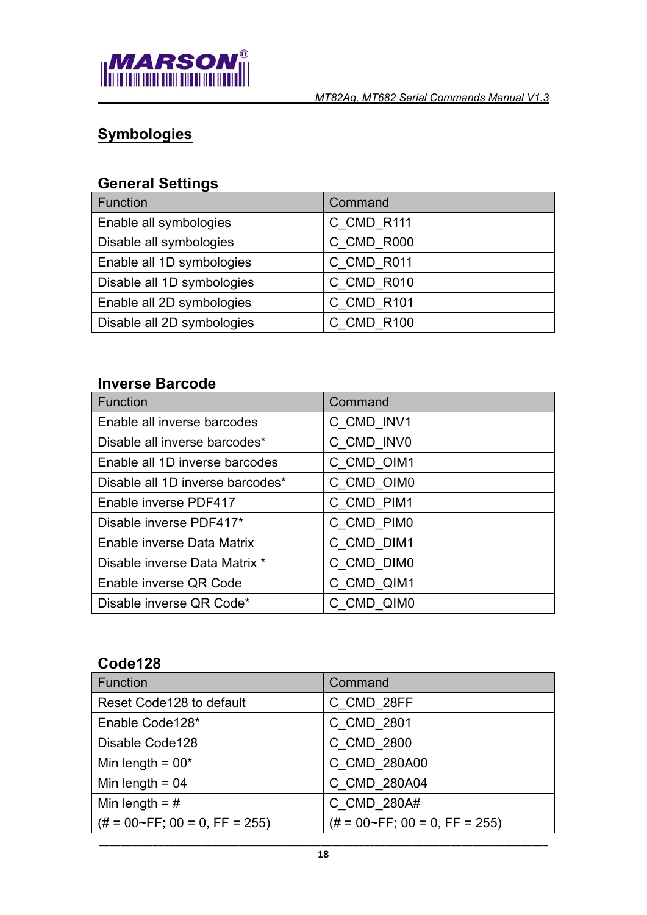# Symbologies

## General Settings

| Function | Command |
|---|---|
| Enable all symbologies | C_CMD_R111 |
| Disable all symbologies | C_CMD_R000 |
| Enable all 1D symbologies | C_CMD_R011 |
| Disable all 1D symbologies | C_CMD_R010 |
| Enable all 2D symbologies | C_CMD_R101 |
| Disable all 2D symbologies | C_CMD_R100 |

## Inverse Barcode

| Function | Command |
|---|---|
| Enable all inverse barcodes | C_CMD_INV1 |
| Disable all inverse barcodes* | C_CMD_INV0 |
| Enable all 1D inverse barcodes | C_CMD_OIM1 |
| Disable all 1D inverse barcodes* | C_CMD_OIM0 |
| Enable inverse PDF417 | C_CMD_PIM1 |
| Disable inverse PDF417* | C_CMD_PIM0 |
| Enable inverse Data Matrix | C_CMD_DIM1 |
| Disable inverse Data Matrix * | C_CMD_DIM0 |
| Enable inverse QR Code | C_CMD_QIM1 |
| Disable inverse QR Code* | C_CMD_QIM0 |

## Code128

| Function | Command |
|---|---|
| Reset Code128 to default | C_CMD_28FF |
| Enable Code128* | C_CMD_2801 |
| Disable Code128 | C_CMD_2800 |
| Min length = 00* | C_CMD_280A00 |
| Min length = 04 | C_CMD_280A04 |
| Min length = # (# = 00~FF; 00 = 0, FF = 255) | C_CMD_280A# (# = 00~FF; 00 = 0, FF = 255) |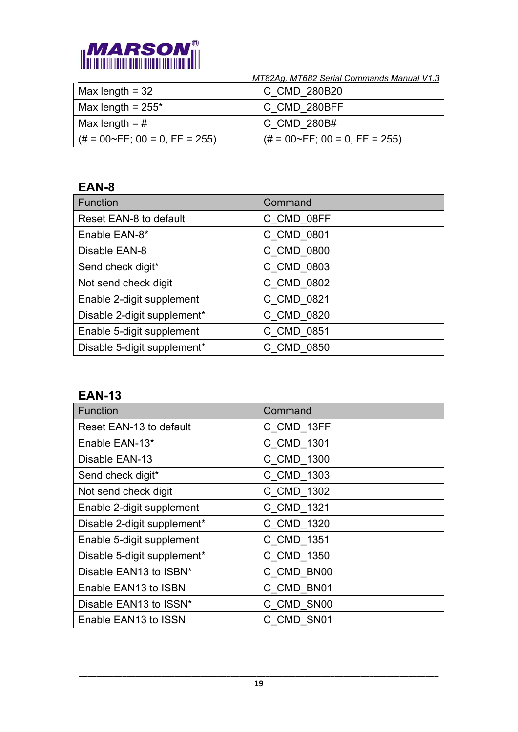| Max length = 32 | C_CMD_280B20 |
|---|---|
| Max length = 255* | C_CMD_280BFF |
| Max length = #<br>(# = 00~FF; 00 = 0, FF = 255) | C_CMD_280B#<br>(# = 00~FF; 00 = 0, FF = 255) |

## EAN-8

| Function | Command |
|---|---|
| Reset EAN-8 to default | C_CMD_08FF |
| Enable EAN-8* | C_CMD_0801 |
| Disable EAN-8 | C_CMD_0800 |
| Send check digit* | C_CMD_0803 |
| Not send check digit | C_CMD_0802 |
| Enable 2-digit supplement | C_CMD_0821 |
| Disable 2-digit supplement* | C_CMD_0820 |
| Enable 5-digit supplement | C_CMD_0851 |
| Disable 5-digit supplement* | C_CMD_0850 |

## EAN-13

| Function | Command |
|---|---|
| Reset EAN-13 to default | C_CMD_13FF |
| Enable EAN-13* | C_CMD_1301 |
| Disable EAN-13 | C_CMD_1300 |
| Send check digit* | C_CMD_1303 |
| Not send check digit | C_CMD_1302 |
| Enable 2-digit supplement | C_CMD_1321 |
| Disable 2-digit supplement* | C_CMD_1320 |
| Enable 5-digit supplement | C_CMD_1351 |
| Disable 5-digit supplement* | C_CMD_1350 |
| Disable EAN13 to ISBN* | C_CMD_BN00 |
| Enable EAN13 to ISBN | C_CMD_BN01 |
| Disable EAN13 to ISSN* | C_CMD_SN00 |
| Enable EAN13 to ISSN | C_CMD_SN01 |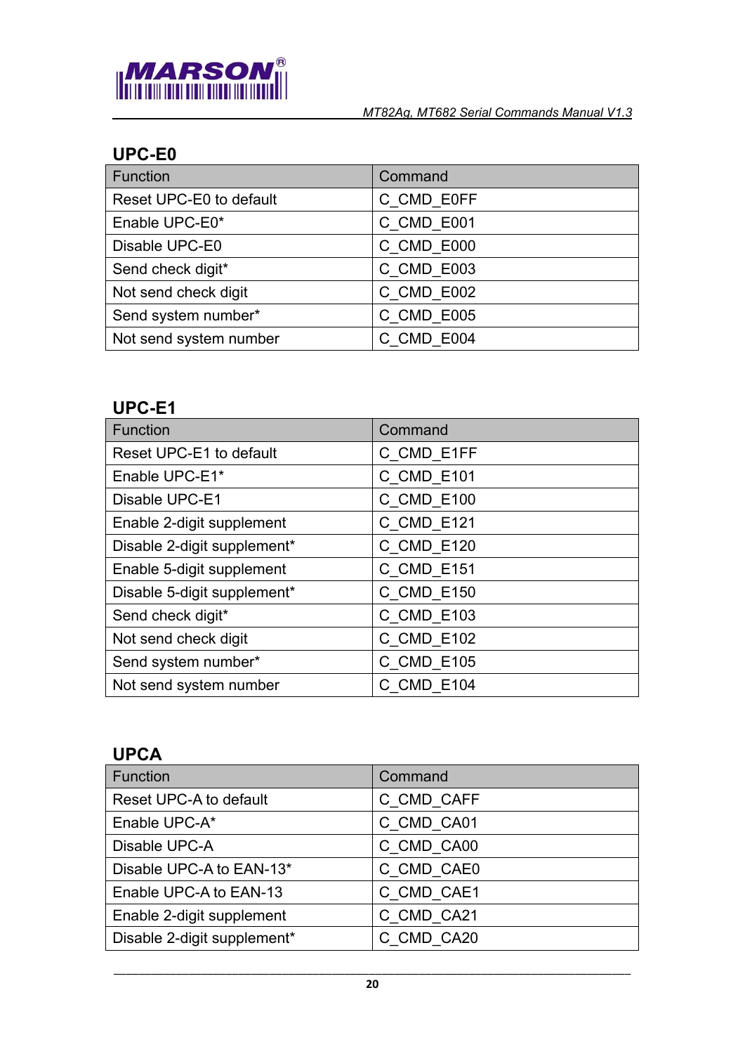## UPC-E0

| Function | Command |
|---|---|
| Reset UPC-E0 to default | C_CMD_E0FF |
| Enable UPC-E0* | C_CMD_E001 |
| Disable UPC-E0 | C_CMD_E000 |
| Send check digit* | C_CMD_E003 |
| Not send check digit | C_CMD_E002 |
| Send system number* | C_CMD_E005 |
| Not send system number | C_CMD_E004 |

## UPC-E1

| Function | Command |
|---|---|
| Reset UPC-E1 to default | C_CMD_E1FF |
| Enable UPC-E1* | C_CMD_E101 |
| Disable UPC-E1 | C_CMD_E100 |
| Enable 2-digit supplement | C_CMD_E121 |
| Disable 2-digit supplement* | C_CMD_E120 |
| Enable 5-digit supplement | C_CMD_E151 |
| Disable 5-digit supplement* | C_CMD_E150 |
| Send check digit* | C_CMD_E103 |
| Not send check digit | C_CMD_E102 |
| Send system number* | C_CMD_E105 |
| Not send system number | C_CMD_E104 |

## UPCA

| Function | Command |
|---|---|
| Reset UPC-A to default | C_CMD_CAFF |
| Enable UPC-A* | C_CMD_CA01 |
| Disable UPC-A | C_CMD_CA00 |
| Disable UPC-A to EAN-13* | C_CMD_CAE0 |
| Enable UPC-A to EAN-13 | C_CMD_CAE1 |
| Enable 2-digit supplement | C_CMD_CA21 |
| Disable 2-digit supplement* | C_CMD_CA20 |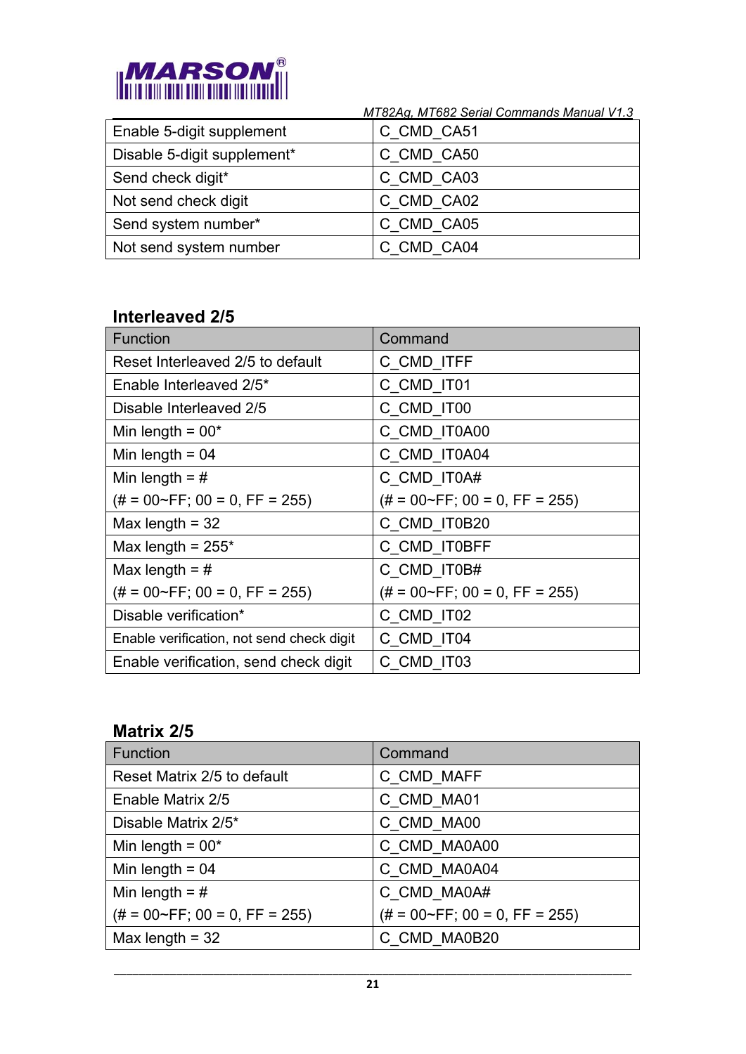| Enable 5-digit supplement | C_CMD_CA51 |
|---|---|
| Disable 5-digit supplement* | C_CMD_CA50 |
| Send check digit* | C_CMD_CA03 |
| Not send check digit | C_CMD_CA02 |
| Send system number* | C_CMD_CA05 |
| Not send system number | C_CMD_CA04 |

## Interleaved 2/5

| Function | Command |
|---|---|
| Reset Interleaved 2/5 to default | C_CMD_ITFF |
| Enable Interleaved 2/5* | C_CMD_IT01 |
| Disable Interleaved 2/5 | C_CMD_IT00 |
| Min length = 00* | C_CMD_IT0A00 |
| Min length = 04 | C_CMD_IT0A04 |
| Min length = # (# = 00~FF; 00 = 0, FF = 255) | C_CMD_IT0A# (# = 00~FF; 00 = 0, FF = 255) |
| Max length = 32 | C_CMD_IT0B20 |
| Max length = 255* | C_CMD_IT0BFF |
| Max length = # (# = 00~FF; 00 = 0, FF = 255) | C_CMD_IT0B# (# = 00~FF; 00 = 0, FF = 255) |
| Disable verification* | C_CMD_IT02 |
| Enable verification, not send check digit | C_CMD_IT04 |
| Enable verification, send check digit | C_CMD_IT03 |

## Matrix 2/5

| Function | Command |
|---|---|
| Reset Matrix 2/5 to default | C_CMD_MAFF |
| Enable Matrix 2/5 | C_CMD_MA01 |
| Disable Matrix 2/5* | C_CMD_MA00 |
| Min length = 00* | C_CMD_MA0A00 |
| Min length = 04 | C_CMD_MA0A04 |
| Min length = # (# = 00~FF; 00 = 0, FF = 255) | C_CMD_MA0A# (# = 00~FF; 00 = 0, FF = 255) |
| Max length = 32 | C_CMD_MA0B20 |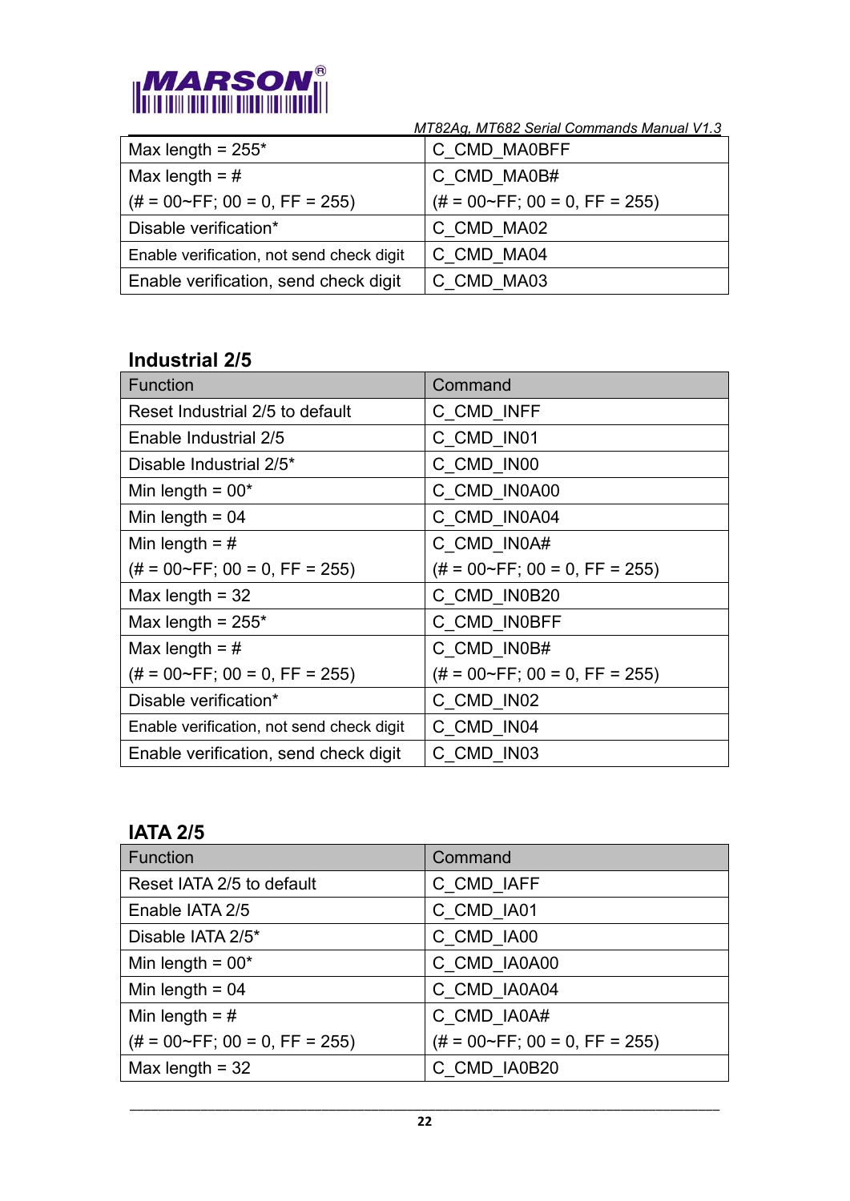| | |
|---|---|
| Max length = 255* | C_CMD_MA0BFF |
| Max length = # (# = 00~FF; 00 = 0, FF = 255) | C_CMD_MA0B# (# = 00~FF; 00 = 0, FF = 255) |
| Disable verification* | C_CMD_MA02 |
| Enable verification, not send check digit | C_CMD_MA04 |
| Enable verification, send check digit | C_CMD_MA03 |

### Industrial 2/5

| Function | Command |
|---|---|
| Reset Industrial 2/5 to default | C_CMD_INFF |
| Enable Industrial 2/5 | C_CMD_IN01 |
| Disable Industrial 2/5* | C_CMD_IN00 |
| Min length = 00* | C_CMD_IN0A00 |
| Min length = 04 | C_CMD_IN0A04 |
| Min length = # (# = 00~FF; 00 = 0, FF = 255) | C_CMD_IN0A# (# = 00~FF; 00 = 0, FF = 255) |
| Max length = 32 | C_CMD_IN0B20 |
| Max length = 255* | C_CMD_IN0BFF |
| Max length = # (# = 00~FF; 00 = 0, FF = 255) | C_CMD_IN0B# (# = 00~FF; 00 = 0, FF = 255) |
| Disable verification* | C_CMD_IN02 |
| Enable verification, not send check digit | C_CMD_IN04 |
| Enable verification, send check digit | C_CMD_IN03 |

### IATA 2/5

| Function | Command |
|---|---|
| Reset IATA 2/5 to default | C_CMD_IAFF |
| Enable IATA 2/5 | C_CMD_IA01 |
| Disable IATA 2/5* | C_CMD_IA00 |
| Min length = 00* | C_CMD_IA0A00 |
| Min length = 04 | C_CMD_IA0A04 |
| Min length = # (# = 00~FF; 00 = 0, FF = 255) | C_CMD_IA0A# (# = 00~FF; 00 = 0, FF = 255) |
| Max length = 32 | C_CMD_IA0B20 |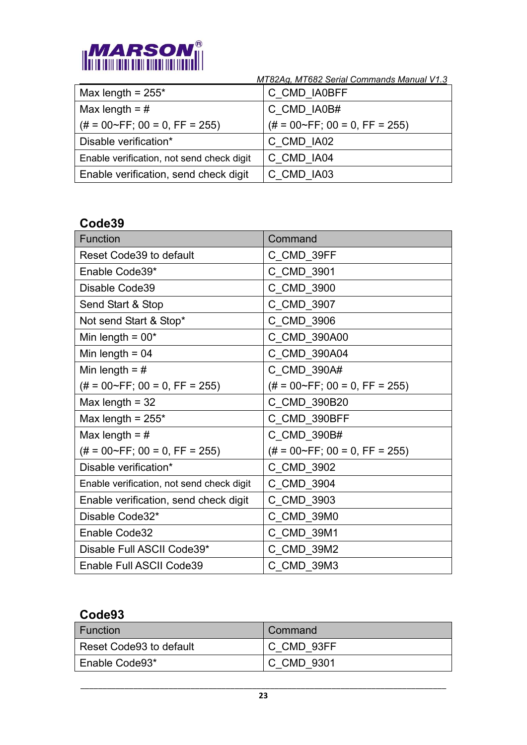| | |
|---|---|
| Max length = 255* | C_CMD_IA0BFF |
| Max length = # (# = 00~FF; 00 = 0, FF = 255) | C_CMD_IA0B# (# = 00~FF; 00 = 0, FF = 255) |
| Disable verification* | C_CMD_IA02 |
| Enable verification, not send check digit | C_CMD_IA04 |
| Enable verification, send check digit | C_CMD_IA03 |

## Code39

| Function | Command |
|---|---|
| Reset Code39 to default | C_CMD_39FF |
| Enable Code39* | C_CMD_3901 |
| Disable Code39 | C_CMD_3900 |
| Send Start & Stop | C_CMD_3907 |
| Not send Start & Stop* | C_CMD_3906 |
| Min length = 00* | C_CMD_390A00 |
| Min length = 04 | C_CMD_390A04 |
| Min length = # (# = 00~FF; 00 = 0, FF = 255) | C_CMD_390A# (# = 00~FF; 00 = 0, FF = 255) |
| Max length = 32 | C_CMD_390B20 |
| Max length = 255* | C_CMD_390BFF |
| Max length = # (# = 00~FF; 00 = 0, FF = 255) | C_CMD_390B# (# = 00~FF; 00 = 0, FF = 255) |
| Disable verification* | C_CMD_3902 |
| Enable verification, not send check digit | C_CMD_3904 |
| Enable verification, send check digit | C_CMD_3903 |
| Disable Code32* | C_CMD_39M0 |
| Enable Code32 | C_CMD_39M1 |
| Disable Full ASCII Code39* | C_CMD_39M2 |
| Enable Full ASCII Code39 | C_CMD_39M3 |

## Code93

| Function | Command |
|---|---|
| Reset Code93 to default | C_CMD_93FF |
| Enable Code93* | C_CMD_9301 |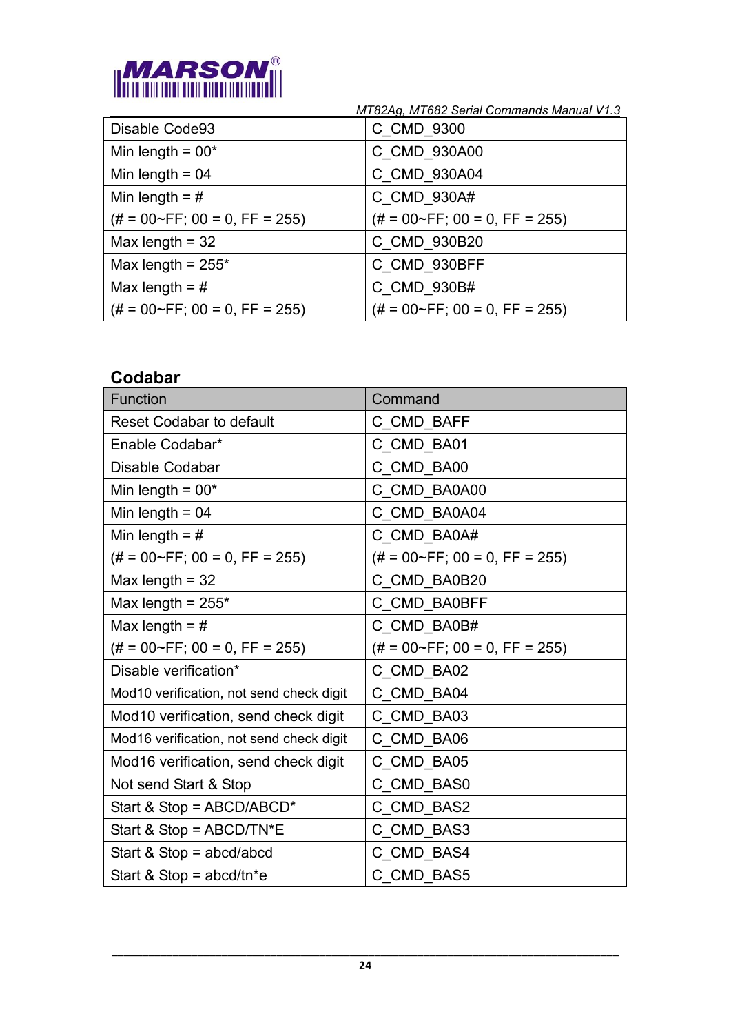| Disable Code93 | C_CMD_9300 |
|---|---|
| Min length = 00* | C_CMD_930A00 |
| Min length = 04 | C_CMD_930A04 |
| Min length = #<br>(# = 00~FF; 00 = 0, FF = 255) | C_CMD_930A#<br>(# = 00~FF; 00 = 0, FF = 255) |
| Max length = 32 | C_CMD_930B20 |
| Max length = 255* | C_CMD_930BFF |
| Max length = #<br>(# = 00~FF; 00 = 0, FF = 255) | C_CMD_930B#<br>(# = 00~FF; 00 = 0, FF = 255) |

## Codabar

| Function | Command |
|---|---|
| Reset Codabar to default | C_CMD_BAFF |
| Enable Codabar* | C_CMD_BA01 |
| Disable Codabar | C_CMD_BA00 |
| Min length = 00* | C_CMD_BA0A00 |
| Min length = 04 | C_CMD_BA0A04 |
| Min length = #<br>(# = 00~FF; 00 = 0, FF = 255) | C_CMD_BA0A#<br>(# = 00~FF; 00 = 0, FF = 255) |
| Max length = 32 | C_CMD_BA0B20 |
| Max length = 255* | C_CMD_BA0BFF |
| Max length = #<br>(# = 00~FF; 00 = 0, FF = 255) | C_CMD_BA0B#<br>(# = 00~FF; 00 = 0, FF = 255) |
| Disable verification* | C_CMD_BA02 |
| Mod10 verification, not send check digit | C_CMD_BA04 |
| Mod10 verification, send check digit | C_CMD_BA03 |
| Mod16 verification, not send check digit | C_CMD_BA06 |
| Mod16 verification, send check digit | C_CMD_BA05 |
| Not send Start & Stop | C_CMD_BAS0 |
| Start & Stop = ABCD/ABCD* | C_CMD_BAS2 |
| Start & Stop = ABCD/TN*E | C_CMD_BAS3 |
| Start & Stop = abcd/abcd | C_CMD_BAS4 |
| Start & Stop = abcd/tn*e | C_CMD_BAS5 |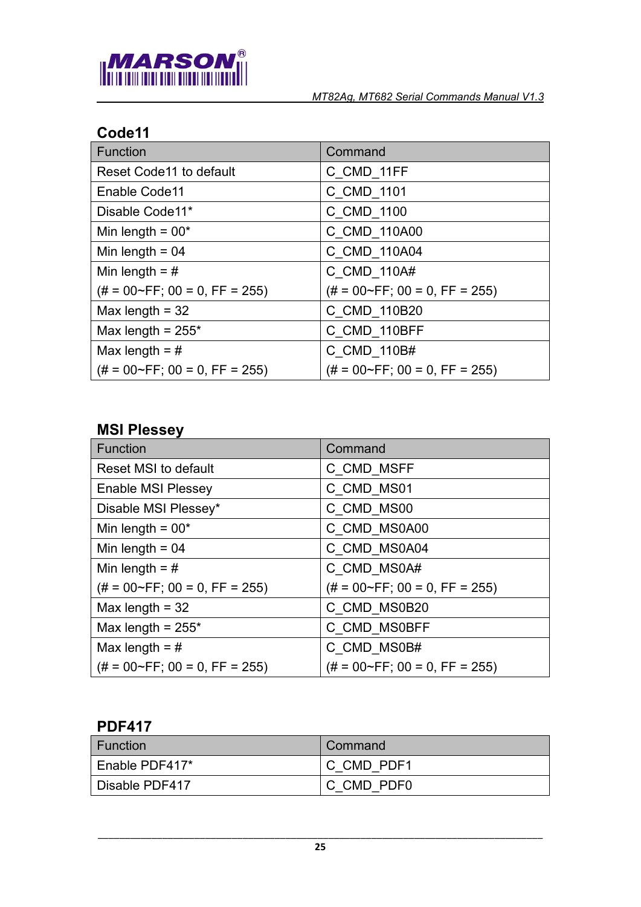## Code11

| Function | Command |
|---|---|
| Reset Code11 to default | C_CMD_11FF |
| Enable Code11 | C_CMD_1101 |
| Disable Code11* | C_CMD_1100 |
| Min length = 00* | C_CMD_110A00 |
| Min length = 04 | C_CMD_110A04 |
| Min length = # (# = 00~FF; 00 = 0, FF = 255) | C_CMD_110A# (# = 00~FF; 00 = 0, FF = 255) |
| Max length = 32 | C_CMD_110B20 |
| Max length = 255* | C_CMD_110BFF |
| Max length = # (# = 00~FF; 00 = 0, FF = 255) | C_CMD_110B# (# = 00~FF; 00 = 0, FF = 255) |

## MSI Plessey

| Function | Command |
|---|---|
| Reset MSI to default | C_CMD_MSFF |
| Enable MSI Plessey | C_CMD_MS01 |
| Disable MSI Plessey* | C_CMD_MS00 |
| Min length = 00* | C_CMD_MS0A00 |
| Min length = 04 | C_CMD_MS0A04 |
| Min length = # (# = 00~FF; 00 = 0, FF = 255) | C_CMD_MS0A# (# = 00~FF; 00 = 0, FF = 255) |
| Max length = 32 | C_CMD_MS0B20 |
| Max length = 255* | C_CMD_MS0BFF |
| Max length = # (# = 00~FF; 00 = 0, FF = 255) | C_CMD_MS0B# (# = 00~FF; 00 = 0, FF = 255) |

## PDF417

| Function | Command |
|---|---|
| Enable PDF417* | C_CMD_PDF1 |
| Disable PDF417 | C_CMD_PDF0 |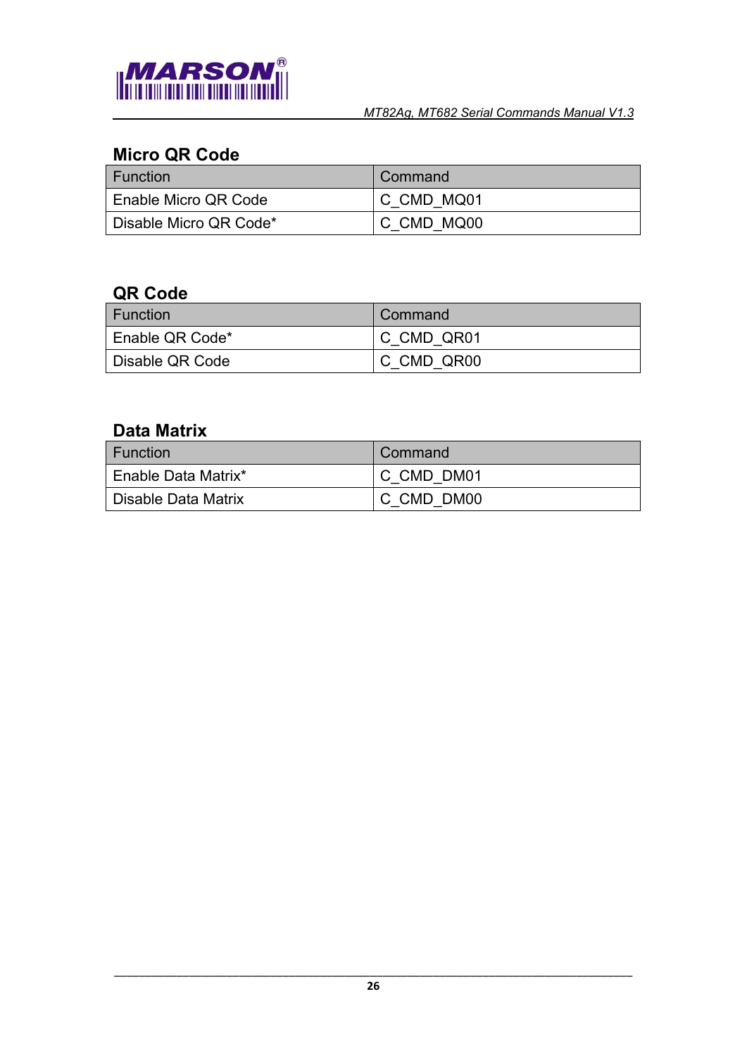## Micro QR Code

| Function | Command |
|---|---|
| Enable Micro QR Code | C_CMD_MQ01 |
| Disable Micro QR Code* | C_CMD_MQ00 |

## QR Code

| Function | Command |
|---|---|
| Enable QR Code* | C_CMD_QR01 |
| Disable QR Code | C_CMD_QR00 |

## Data Matrix

| Function | Command |
|---|---|
| Enable Data Matrix* | C_CMD_DM01 |
| Disable Data Matrix | C_CMD_DM00 |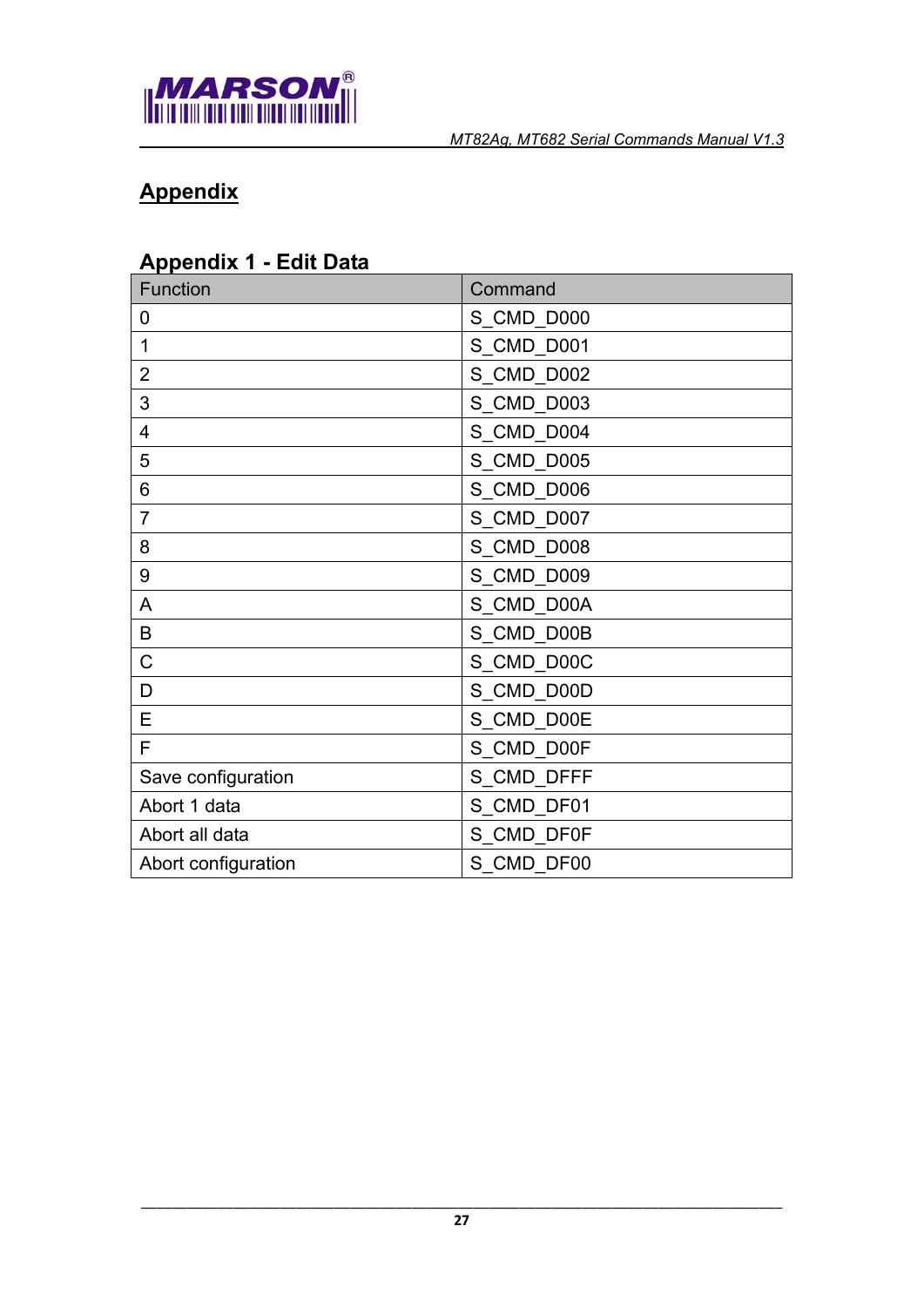# Appendix

## Appendix 1 - Edit Data

| Function | Command |
|---|---|
| 0 | S_CMD_D000 |
| 1 | S_CMD_D001 |
| 2 | S_CMD_D002 |
| 3 | S_CMD_D003 |
| 4 | S_CMD_D004 |
| 5 | S_CMD_D005 |
| 6 | S_CMD_D006 |
| 7 | S_CMD_D007 |
| 8 | S_CMD_D008 |
| 9 | S_CMD_D009 |
| A | S_CMD_D00A |
| B | S_CMD_D00B |
| C | S_CMD_D00C |
| D | S_CMD_D00D |
| E | S_CMD_D00E |
| F | S_CMD_D00F |
| Save configuration | S_CMD_DFFF |
| Abort 1 data | S_CMD_DF01 |
| Abort all data | S_CMD_DF0F |
| Abort configuration | S_CMD_DF00 |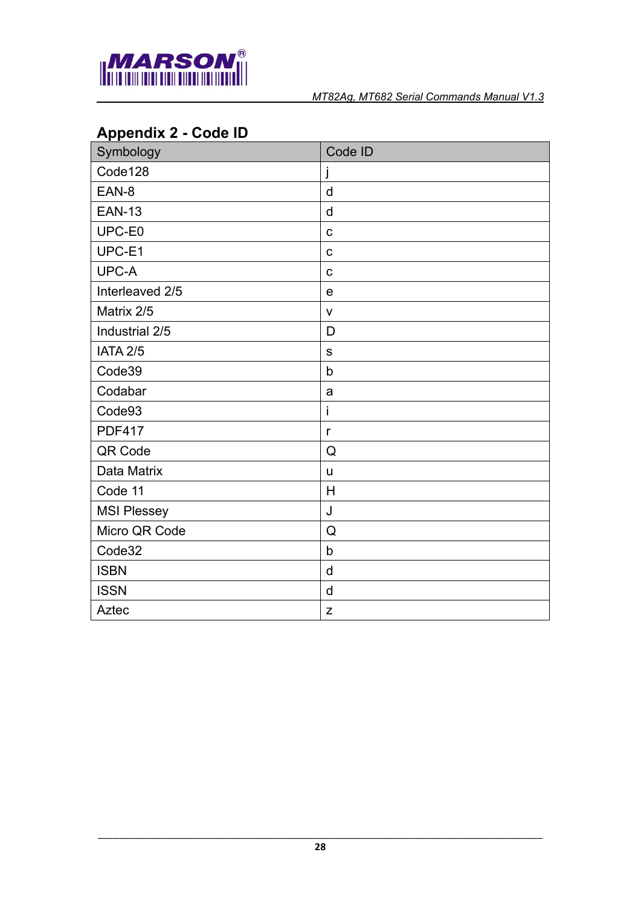## Appendix 2 - Code ID

| Symbology | Code ID |
|---|---|
| Code128 | j |
| EAN-8 | d |
| EAN-13 | d |
| UPC-E0 | c |
| UPC-E1 | c |
| UPC-A | c |
| Interleaved 2/5 | e |
| Matrix 2/5 | v |
| Industrial 2/5 | D |
| IATA 2/5 | s |
| Code39 | b |
| Codabar | a |
| Code93 | i |
| PDF417 | r |
| QR Code | Q |
| Data Matrix | u |
| Code 11 | H |
| MSI Plessey | J |
| Micro QR Code | Q |
| Code32 | b |
| ISBN | d |
| ISSN | d |
| Aztec | z |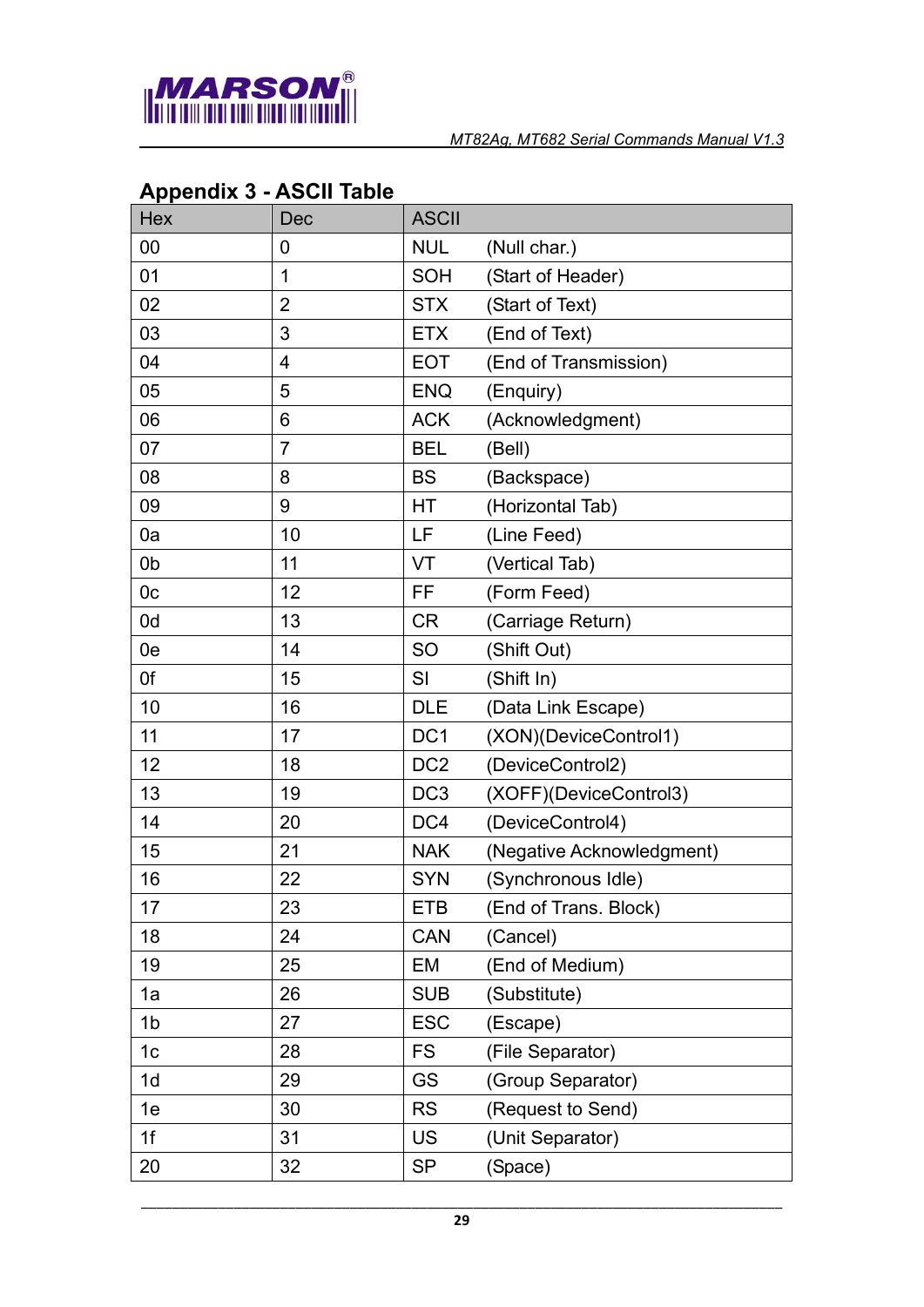## Appendix 3 - ASCII Table

| Hex | Dec | ASCII |
|---|---|---|
| 00 | 0 | NUL (Null char.) |
| 01 | 1 | SOH (Start of Header) |
| 02 | 2 | STX (Start of Text) |
| 03 | 3 | ETX (End of Text) |
| 04 | 4 | EOT (End of Transmission) |
| 05 | 5 | ENQ (Enquiry) |
| 06 | 6 | ACK (Acknowledgment) |
| 07 | 7 | BEL (Bell) |
| 08 | 8 | BS (Backspace) |
| 09 | 9 | HT (Horizontal Tab) |
| 0a | 10 | LF (Line Feed) |
| 0b | 11 | VT (Vertical Tab) |
| 0c | 12 | FF (Form Feed) |
| 0d | 13 | CR (Carriage Return) |
| 0e | 14 | SO (Shift Out) |
| 0f | 15 | SI (Shift In) |
| 10 | 16 | DLE (Data Link Escape) |
| 11 | 17 | DC1 (XON)(DeviceControl1) |
| 12 | 18 | DC2 (DeviceControl2) |
| 13 | 19 | DC3 (XOFF)(DeviceControl3) |
| 14 | 20 | DC4 (DeviceControl4) |
| 15 | 21 | NAK (Negative Acknowledgment) |
| 16 | 22 | SYN (Synchronous Idle) |
| 17 | 23 | ETB (End of Trans. Block) |
| 18 | 24 | CAN (Cancel) |
| 19 | 25 | EM (End of Medium) |
| 1a | 26 | SUB (Substitute) |
| 1b | 27 | ESC (Escape) |
| 1c | 28 | FS (File Separator) |
| 1d | 29 | GS (Group Separator) |
| 1e | 30 | RS (Request to Send) |
| 1f | 31 | US (Unit Separator) |
| 20 | 32 | SP (Space) |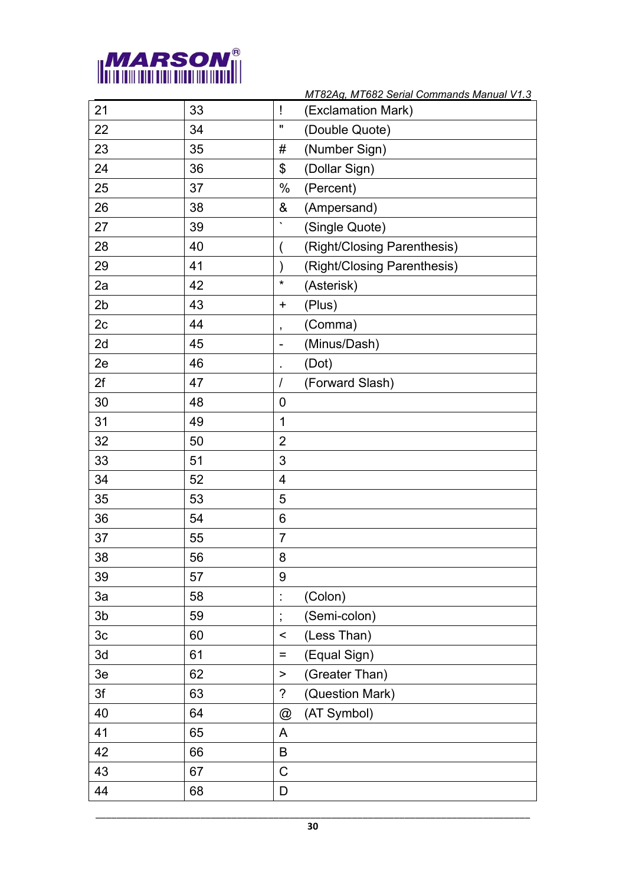| 21 | 33 | ! | (Exclamation Mark) |
|---|---|---|---|
| 22 | 34 | " | (Double Quote) |
| 23 | 35 | # | (Number Sign) |
| 24 | 36 | $ | (Dollar Sign) |
| 25 | 37 | % | (Percent) |
| 26 | 38 | & | (Ampersand) |
| 27 | 39 | ` | (Single Quote) |
| 28 | 40 | ( | (Right/Closing Parenthesis) |
| 29 | 41 | ) | (Right/Closing Parenthesis) |
| 2a | 42 | * | (Asterisk) |
| 2b | 43 | + | (Plus) |
| 2c | 44 | , | (Comma) |
| 2d | 45 | - | (Minus/Dash) |
| 2e | 46 | . | (Dot) |
| 2f | 47 | / | (Forward Slash) |
| 30 | 48 | 0 | |
| 31 | 49 | 1 | |
| 32 | 50 | 2 | |
| 33 | 51 | 3 | |
| 34 | 52 | 4 | |
| 35 | 53 | 5 | |
| 36 | 54 | 6 | |
| 37 | 55 | 7 | |
| 38 | 56 | 8 | |
| 39 | 57 | 9 | |
| 3a | 58 | : | (Colon) |
| 3b | 59 | ; | (Semi-colon) |
| 3c | 60 | < | (Less Than) |
| 3d | 61 | = | (Equal Sign) |
| 3e | 62 | > | (Greater Than) |
| 3f | 63 | ? | (Question Mark) |
| 40 | 64 | @ | (AT Symbol) |
| 41 | 65 | A | |
| 42 | 66 | B | |
| 43 | 67 | C | |
| 44 | 68 | D | |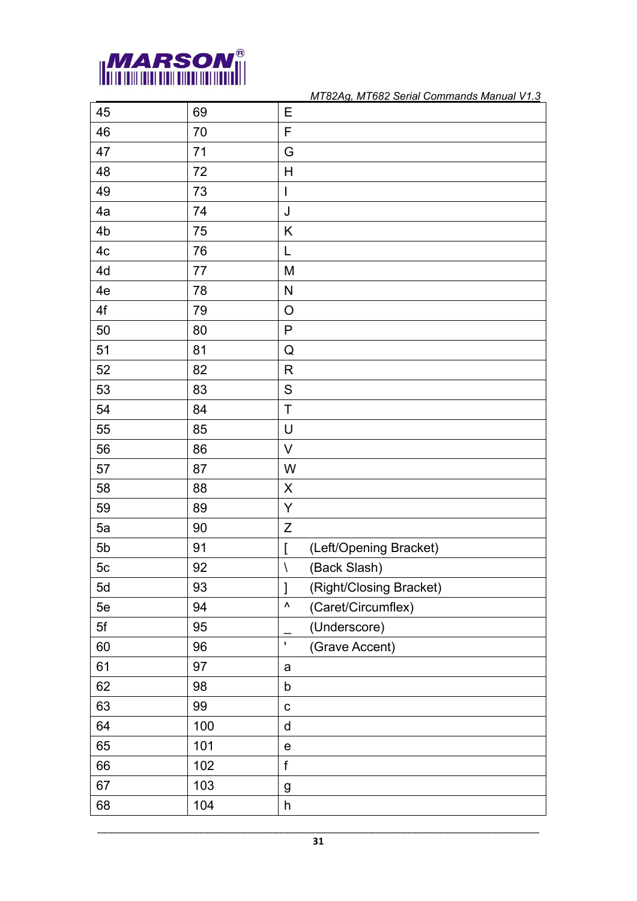| 45 | 69 | E |
|---|---|---|
| 46 | 70 | F |
| 47 | 71 | G |
| 48 | 72 | H |
| 49 | 73 | I |
| 4a | 74 | J |
| 4b | 75 | K |
| 4c | 76 | L |
| 4d | 77 | M |
| 4e | 78 | N |
| 4f | 79 | O |
| 50 | 80 | P |
| 51 | 81 | Q |
| 52 | 82 | R |
| 53 | 83 | S |
| 54 | 84 | T |
| 55 | 85 | U |
| 56 | 86 | V |
| 57 | 87 | W |
| 58 | 88 | X |
| 59 | 89 | Y |
| 5a | 90 | Z |
| 5b | 91 | [ (Left/Opening Bracket) |
| 5c | 92 | \ (Back Slash) |
| 5d | 93 | ] (Right/Closing Bracket) |
| 5e | 94 | ^ (Caret/Circumflex) |
| 5f | 95 | _ (Underscore) |
| 60 | 96 | ' (Grave Accent) |
| 61 | 97 | a |
| 62 | 98 | b |
| 63 | 99 | c |
| 64 | 100 | d |
| 65 | 101 | e |
| 66 | 102 | f |
| 67 | 103 | g |
| 68 | 104 | h |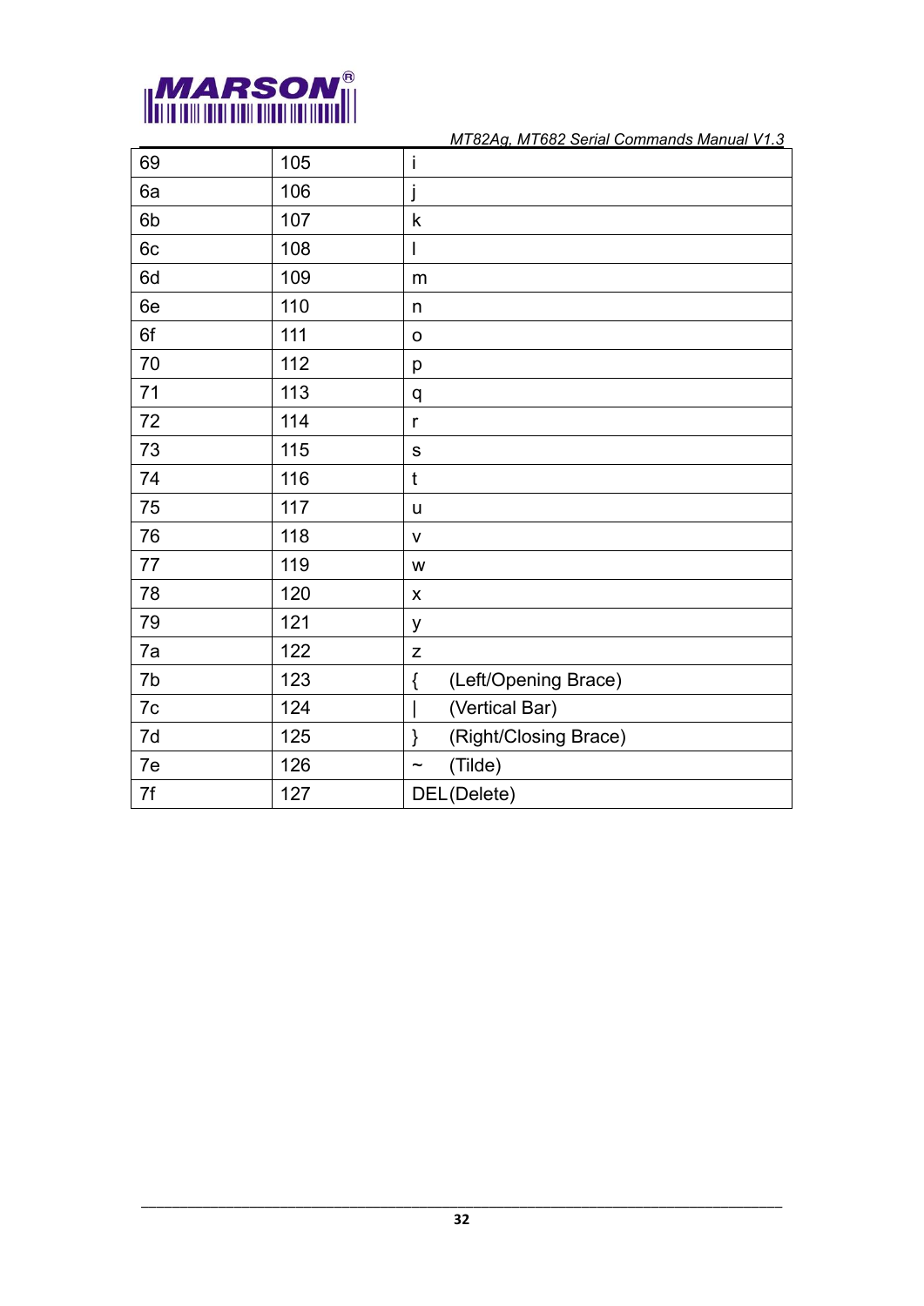| 69 | 105 | i |
|---|---|---|
| 6a | 106 | j |
| 6b | 107 | k |
| 6c | 108 | l |
| 6d | 109 | m |
| 6e | 110 | n |
| 6f | 111 | o |
| 70 | 112 | p |
| 71 | 113 | q |
| 72 | 114 | r |
| 73 | 115 | s |
| 74 | 116 | t |
| 75 | 117 | u |
| 76 | 118 | v |
| 77 | 119 | w |
| 78 | 120 | x |
| 79 | 121 | y |
| 7a | 122 | z |
| 7b | 123 | { (Left/Opening Brace) |
| 7c | 124 | \| (Vertical Bar) |
| 7d | 125 | } (Right/Closing Brace) |
| 7e | 126 | ~ (Tilde) |
| 7f | 127 | DEL(Delete) |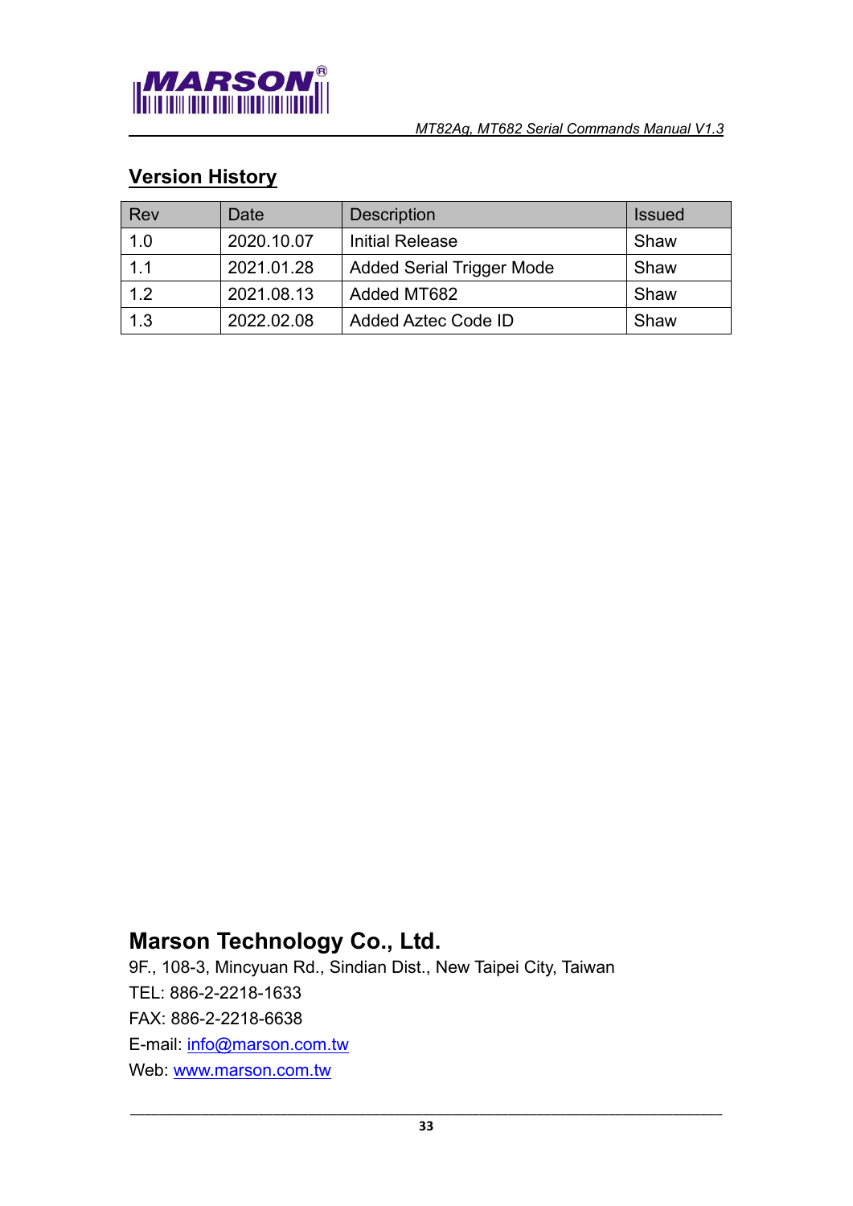## Version History

| Rev | Date | Description | Issued |
|---|---|---|---|
| 1.0 | 2020.10.07 | Initial Release | Shaw |
| 1.1 | 2021.01.28 | Added Serial Trigger Mode | Shaw |
| 1.2 | 2021.08.13 | Added MT682 | Shaw |
| 1.3 | 2022.02.08 | Added Aztec Code ID | Shaw |

## Marson Technology Co., Ltd.

9F., 108-3, Mincyuan Rd., Sindian Dist., New Taipei City, Taiwan
TEL: 886-2-2218-1633
FAX: 886-2-2218-6638
E-mail: info@marson.com.tw
Web: www.marson.com.tw